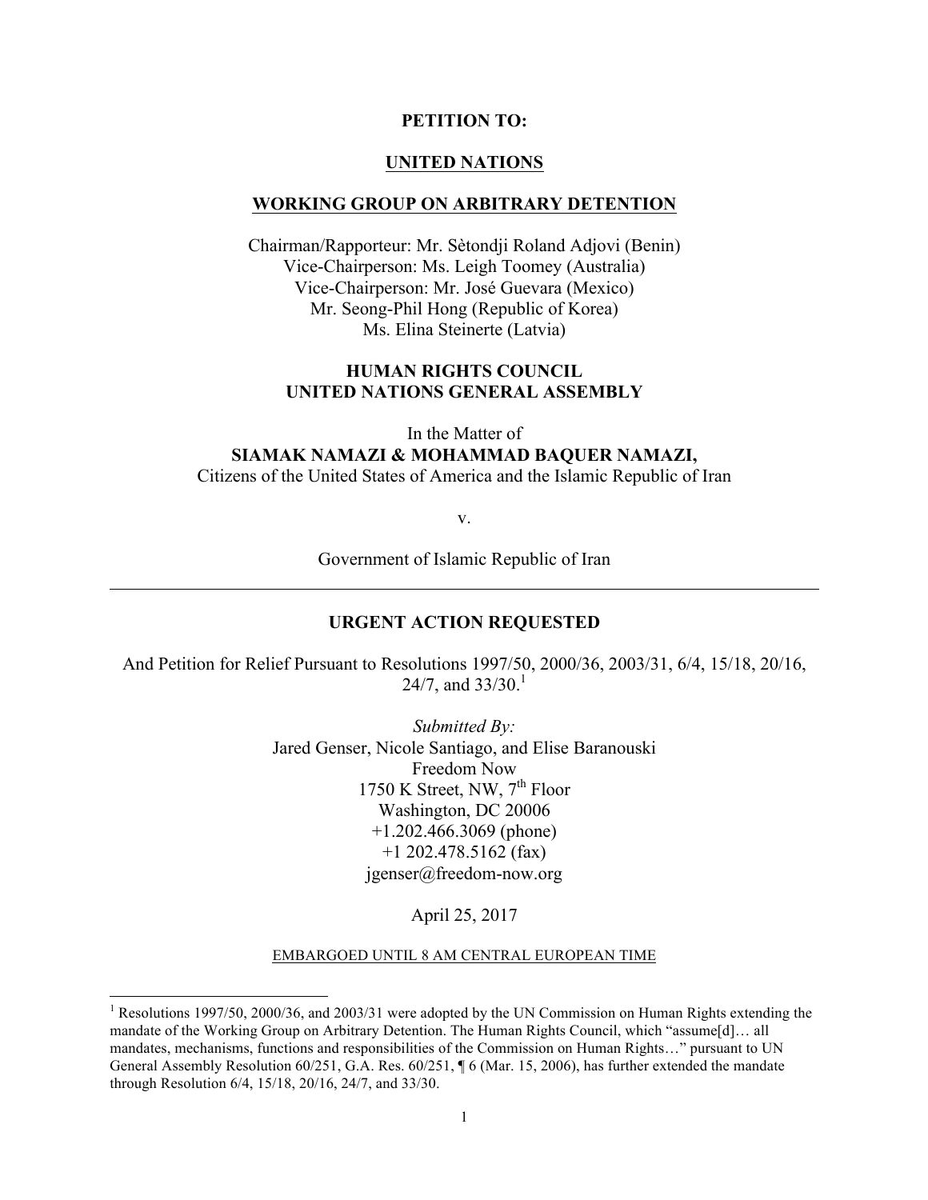**PETITION TO:**

**UNITED NATIONS**

**WORKING GROUP ON ARBITRARY DETENTION**

Chairman/Rapporteur: Mr. Sètondji Roland Adjovi (Benin)
Vice-Chairperson: Ms. Leigh Toomey (Australia)
Vice-Chairperson: Mr. José Guevara (Mexico)
Mr. Seong-Phil Hong (Republic of Korea)
Ms. Elina Steinerte (Latvia)

**HUMAN RIGHTS COUNCIL**
**UNITED NATIONS GENERAL ASSEMBLY**

In the Matter of
**SIAMAK NAMAZI & MOHAMMAD BAQUER NAMAZI,**
Citizens of the United States of America and the Islamic Republic of Iran

v.

Government of Islamic Republic of Iran

---

**URGENT ACTION REQUESTED**

And Petition for Relief Pursuant to Resolutions 1997/50, 2000/36, 2003/31, 6/4, 15/18, 20/16, 24/7, and 33/30.[1]

*Submitted By:*
Jared Genser, Nicole Santiago, and Elise Baranouski
Freedom Now
1750 K Street, NW, 7th Floor
Washington, DC 20006
+1.202.466.3069 (phone)
+1 202.478.5162 (fax)
jgenser@freedom-now.org

April 25, 2017

EMBARGOED UNTIL 8 AM CENTRAL EUROPEAN TIME

[1] Resolutions 1997/50, 2000/36, and 2003/31 were adopted by the UN Commission on Human Rights extending the mandate of the Working Group on Arbitrary Detention. The Human Rights Council, which "assume[d]… all mandates, mechanisms, functions and responsibilities of the Commission on Human Rights…" pursuant to UN General Assembly Resolution 60/251, G.A. Res. 60/251, ¶ 6 (Mar. 15, 2006), has further extended the mandate through Resolution 6/4, 15/18, 20/16, 24/7, and 33/30.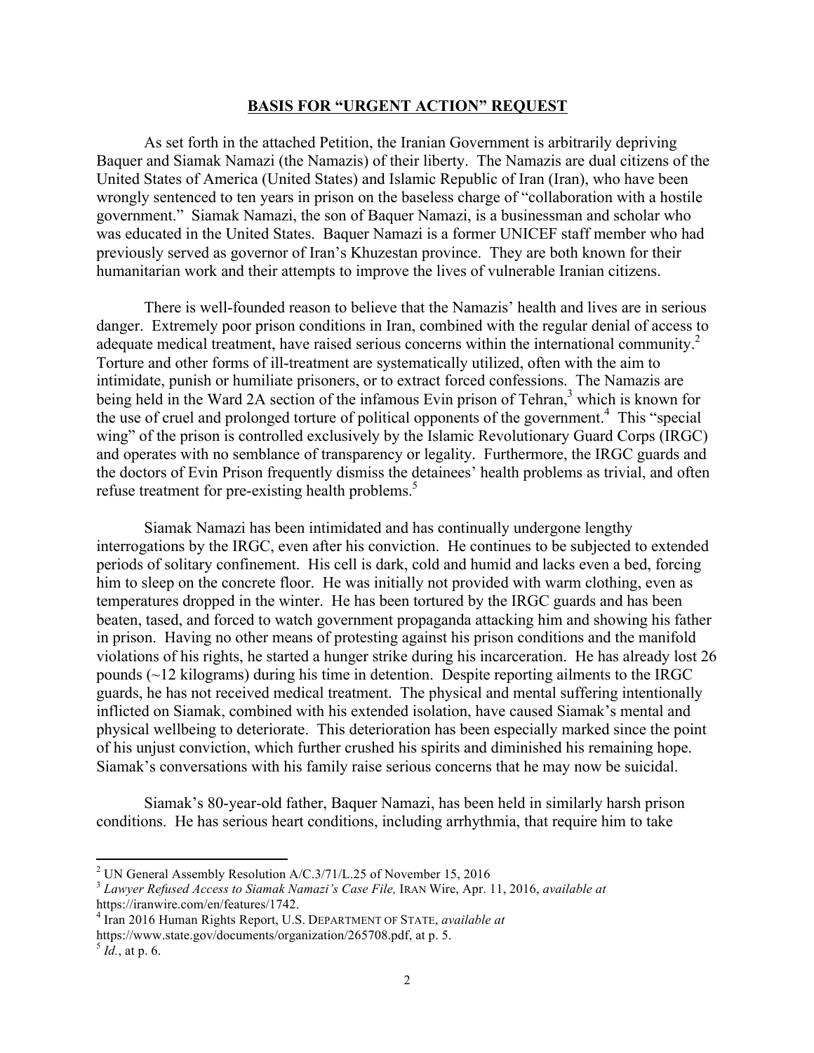## **BASIS FOR "URGENT ACTION" REQUEST**

As set forth in the attached Petition, the Iranian Government is arbitrarily depriving Baquer and Siamak Namazi (the Namazis) of their liberty. The Namazis are dual citizens of the United States of America (United States) and Islamic Republic of Iran (Iran), who have been wrongly sentenced to ten years in prison on the baseless charge of "collaboration with a hostile government." Siamak Namazi, the son of Baquer Namazi, is a businessman and scholar who was educated in the United States. Baquer Namazi is a former UNICEF staff member who had previously served as governor of Iran's Khuzestan province. They are both known for their humanitarian work and their attempts to improve the lives of vulnerable Iranian citizens.

There is well-founded reason to believe that the Namazis' health and lives are in serious danger. Extremely poor prison conditions in Iran, combined with the regular denial of access to adequate medical treatment, have raised serious concerns within the international community.[2] Torture and other forms of ill-treatment are systematically utilized, often with the aim to intimidate, punish or humiliate prisoners, or to extract forced confessions. The Namazis are being held in the Ward 2A section of the infamous Evin prison of Tehran,[3] which is known for the use of cruel and prolonged torture of political opponents of the government.[4] This "special wing" of the prison is controlled exclusively by the Islamic Revolutionary Guard Corps (IRGC) and operates with no semblance of transparency or legality. Furthermore, the IRGC guards and the doctors of Evin Prison frequently dismiss the detainees' health problems as trivial, and often refuse treatment for pre-existing health problems.[5]

Siamak Namazi has been intimidated and has continually undergone lengthy interrogations by the IRGC, even after his conviction. He continues to be subjected to extended periods of solitary confinement. His cell is dark, cold and humid and lacks even a bed, forcing him to sleep on the concrete floor. He was initially not provided with warm clothing, even as temperatures dropped in the winter. He has been tortured by the IRGC guards and has been beaten, tased, and forced to watch government propaganda attacking him and showing his father in prison. Having no other means of protesting against his prison conditions and the manifold violations of his rights, he started a hunger strike during his incarceration. He has already lost 26 pounds (~12 kilograms) during his time in detention. Despite reporting ailments to the IRGC guards, he has not received medical treatment. The physical and mental suffering intentionally inflicted on Siamak, combined with his extended isolation, have caused Siamak's mental and physical wellbeing to deteriorate. This deterioration has been especially marked since the point of his unjust conviction, which further crushed his spirits and diminished his remaining hope. Siamak's conversations with his family raise serious concerns that he may now be suicidal.

Siamak's 80-year-old father, Baquer Namazi, has been held in similarly harsh prison conditions. He has serious heart conditions, including arrhythmia, that require him to take

---

[2] UN General Assembly Resolution A/C.3/71/L.25 of November 15, 2016

[3] *Lawyer Refused Access to Siamak Namazi's Case File,* IRAN Wire, Apr. 11, 2016, *available at* https://iranwire.com/en/features/1742.

[4] Iran 2016 Human Rights Report, U.S. DEPARTMENT OF STATE, *available at* https://www.state.gov/documents/organization/265708.pdf, at p. 5.

[5] *Id.*, at p. 6.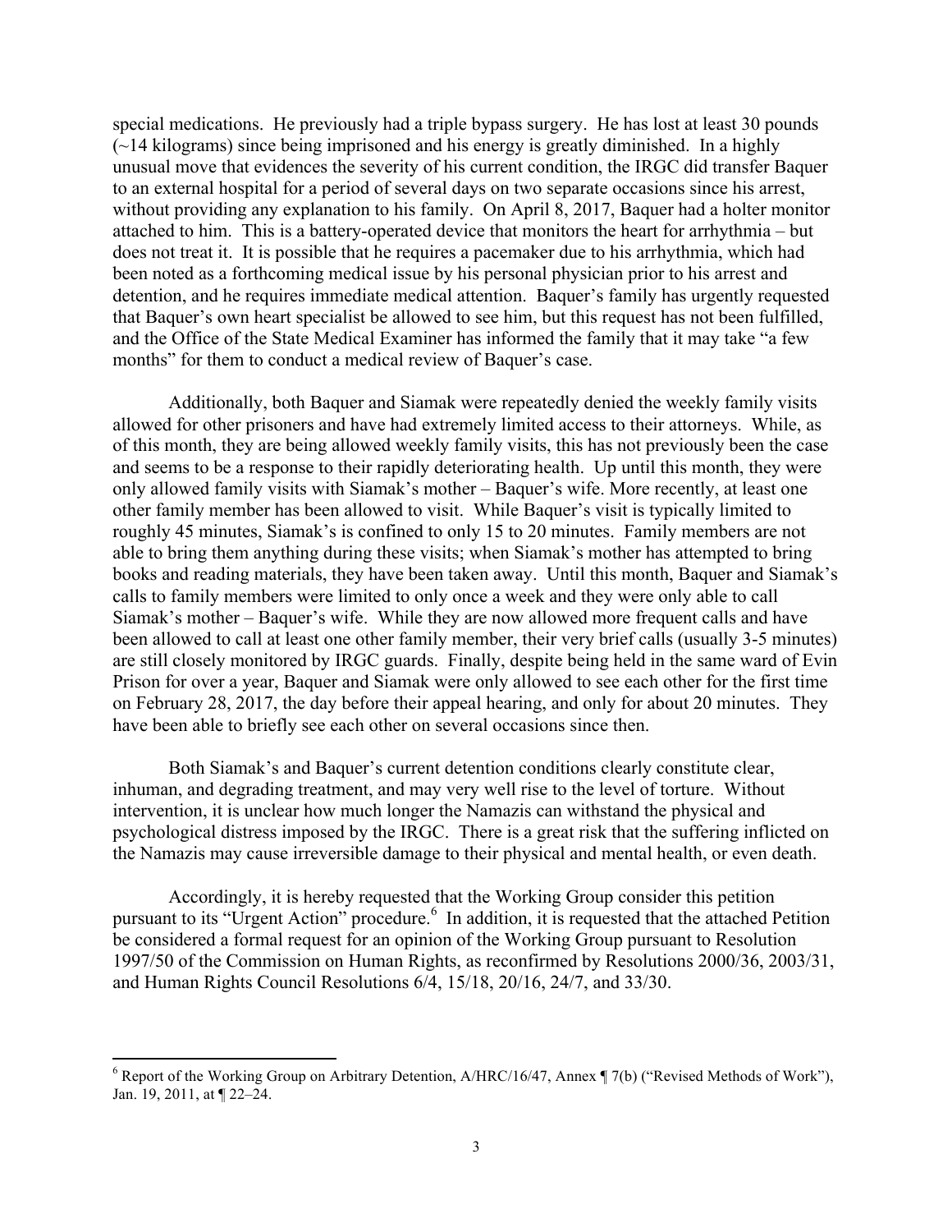special medications. He previously had a triple bypass surgery. He has lost at least 30 pounds (~14 kilograms) since being imprisoned and his energy is greatly diminished. In a highly unusual move that evidences the severity of his current condition, the IRGC did transfer Baquer to an external hospital for a period of several days on two separate occasions since his arrest, without providing any explanation to his family. On April 8, 2017, Baquer had a holter monitor attached to him. This is a battery-operated device that monitors the heart for arrhythmia – but does not treat it. It is possible that he requires a pacemaker due to his arrhythmia, which had been noted as a forthcoming medical issue by his personal physician prior to his arrest and detention, and he requires immediate medical attention. Baquer's family has urgently requested that Baquer's own heart specialist be allowed to see him, but this request has not been fulfilled, and the Office of the State Medical Examiner has informed the family that it may take "a few months" for them to conduct a medical review of Baquer's case.

Additionally, both Baquer and Siamak were repeatedly denied the weekly family visits allowed for other prisoners and have had extremely limited access to their attorneys. While, as of this month, they are being allowed weekly family visits, this has not previously been the case and seems to be a response to their rapidly deteriorating health. Up until this month, they were only allowed family visits with Siamak's mother – Baquer's wife. More recently, at least one other family member has been allowed to visit. While Baquer's visit is typically limited to roughly 45 minutes, Siamak's is confined to only 15 to 20 minutes. Family members are not able to bring them anything during these visits; when Siamak's mother has attempted to bring books and reading materials, they have been taken away. Until this month, Baquer and Siamak's calls to family members were limited to only once a week and they were only able to call Siamak's mother – Baquer's wife. While they are now allowed more frequent calls and have been allowed to call at least one other family member, their very brief calls (usually 3-5 minutes) are still closely monitored by IRGC guards. Finally, despite being held in the same ward of Evin Prison for over a year, Baquer and Siamak were only allowed to see each other for the first time on February 28, 2017, the day before their appeal hearing, and only for about 20 minutes. They have been able to briefly see each other on several occasions since then.

Both Siamak's and Baquer's current detention conditions clearly constitute clear, inhuman, and degrading treatment, and may very well rise to the level of torture. Without intervention, it is unclear how much longer the Namazis can withstand the physical and psychological distress imposed by the IRGC. There is a great risk that the suffering inflicted on the Namazis may cause irreversible damage to their physical and mental health, or even death.

Accordingly, it is hereby requested that the Working Group consider this petition pursuant to its "Urgent Action" procedure.[6] In addition, it is requested that the attached Petition be considered a formal request for an opinion of the Working Group pursuant to Resolution 1997/50 of the Commission on Human Rights, as reconfirmed by Resolutions 2000/36, 2003/31, and Human Rights Council Resolutions 6/4, 15/18, 20/16, 24/7, and 33/30.

---

[6] Report of the Working Group on Arbitrary Detention, A/HRC/16/47, Annex ¶ 7(b) ("Revised Methods of Work"), Jan. 19, 2011, at ¶ 22–24.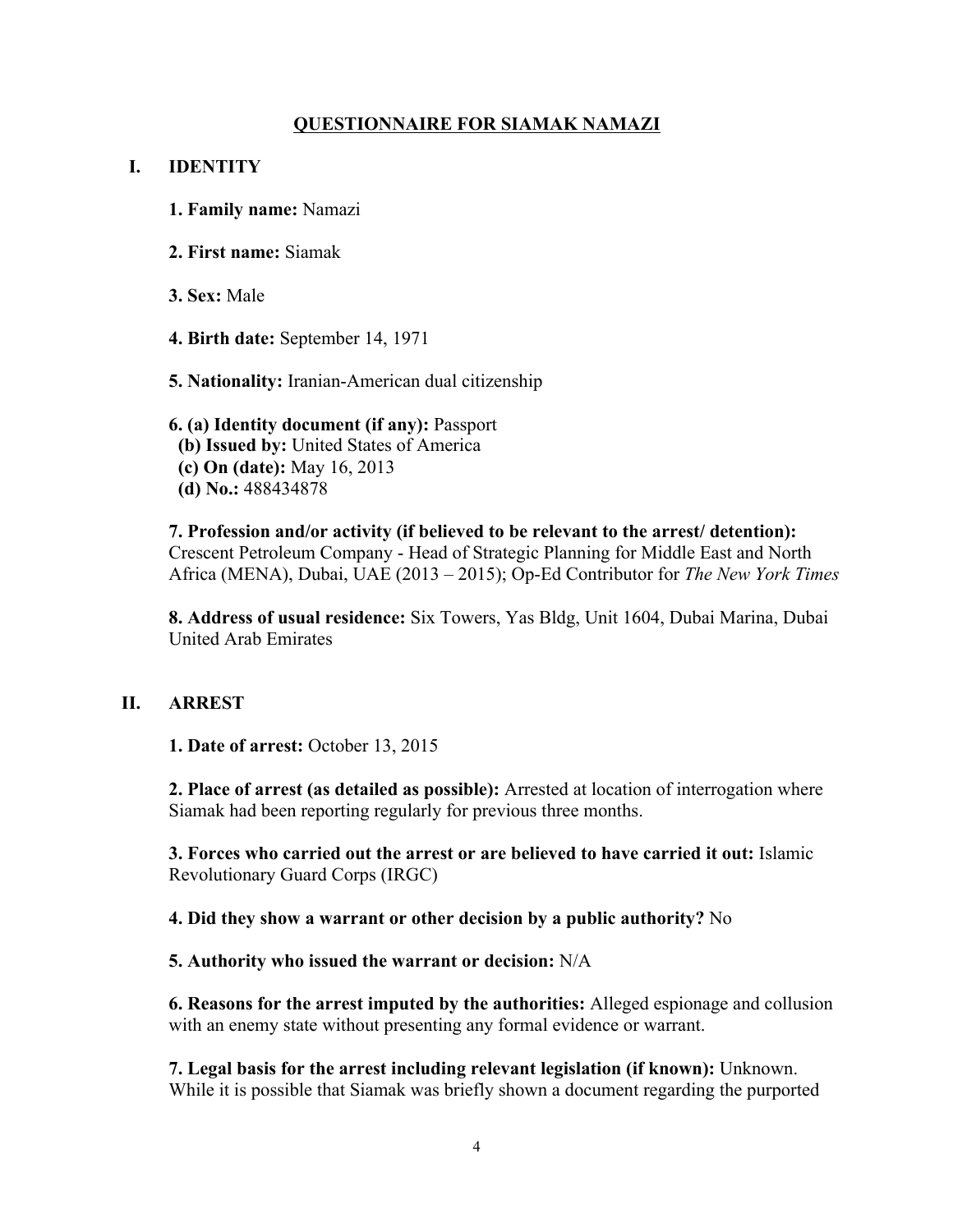## QUESTIONNAIRE FOR SIAMAK NAMAZI

### I. IDENTITY

**1. Family name:** Namazi

**2. First name:** Siamak

**3. Sex:** Male

**4. Birth date:** September 14, 1971

**5. Nationality:** Iranian-American dual citizenship

**6. (a) Identity document (if any):** Passport
**(b) Issued by:** United States of America
**(c) On (date):** May 16, 2013
**(d) No.:** 488434878

**7. Profession and/or activity (if believed to be relevant to the arrest/ detention):** Crescent Petroleum Company - Head of Strategic Planning for Middle East and North Africa (MENA), Dubai, UAE (2013 – 2015); Op-Ed Contributor for *The New York Times*

**8. Address of usual residence:** Six Towers, Yas Bldg, Unit 1604, Dubai Marina, Dubai United Arab Emirates

### II. ARREST

**1. Date of arrest:** October 13, 2015

**2. Place of arrest (as detailed as possible):** Arrested at location of interrogation where Siamak had been reporting regularly for previous three months.

**3. Forces who carried out the arrest or are believed to have carried it out:** Islamic Revolutionary Guard Corps (IRGC)

**4. Did they show a warrant or other decision by a public authority?** No

**5. Authority who issued the warrant or decision:** N/A

**6. Reasons for the arrest imputed by the authorities:** Alleged espionage and collusion with an enemy state without presenting any formal evidence or warrant.

**7. Legal basis for the arrest including relevant legislation (if known):** Unknown. While it is possible that Siamak was briefly shown a document regarding the purported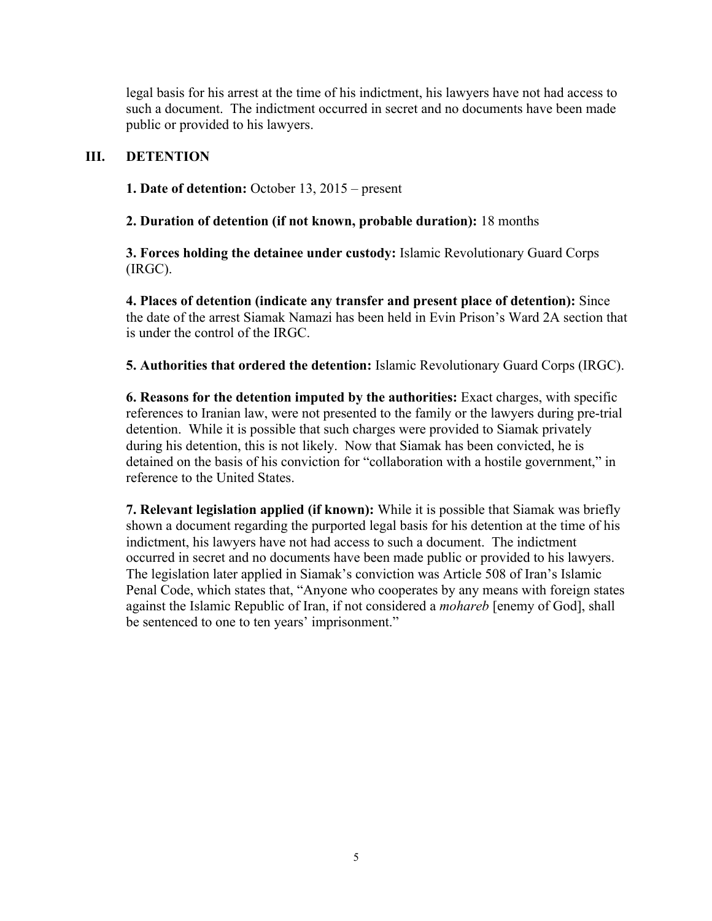legal basis for his arrest at the time of his indictment, his lawyers have not had access to such a document. The indictment occurred in secret and no documents have been made public or provided to his lawyers.

## III. DETENTION

**1. Date of detention:** October 13, 2015 – present

**2. Duration of detention (if not known, probable duration):** 18 months

**3. Forces holding the detainee under custody:** Islamic Revolutionary Guard Corps (IRGC).

**4. Places of detention (indicate any transfer and present place of detention):** Since the date of the arrest Siamak Namazi has been held in Evin Prison's Ward 2A section that is under the control of the IRGC.

**5. Authorities that ordered the detention:** Islamic Revolutionary Guard Corps (IRGC).

**6. Reasons for the detention imputed by the authorities:** Exact charges, with specific references to Iranian law, were not presented to the family or the lawyers during pre-trial detention. While it is possible that such charges were provided to Siamak privately during his detention, this is not likely. Now that Siamak has been convicted, he is detained on the basis of his conviction for "collaboration with a hostile government," in reference to the United States.

**7. Relevant legislation applied (if known):** While it is possible that Siamak was briefly shown a document regarding the purported legal basis for his detention at the time of his indictment, his lawyers have not had access to such a document. The indictment occurred in secret and no documents have been made public or provided to his lawyers. The legislation later applied in Siamak's conviction was Article 508 of Iran's Islamic Penal Code, which states that, "Anyone who cooperates by any means with foreign states against the Islamic Republic of Iran, if not considered a *mohareb* [enemy of God], shall be sentenced to one to ten years' imprisonment."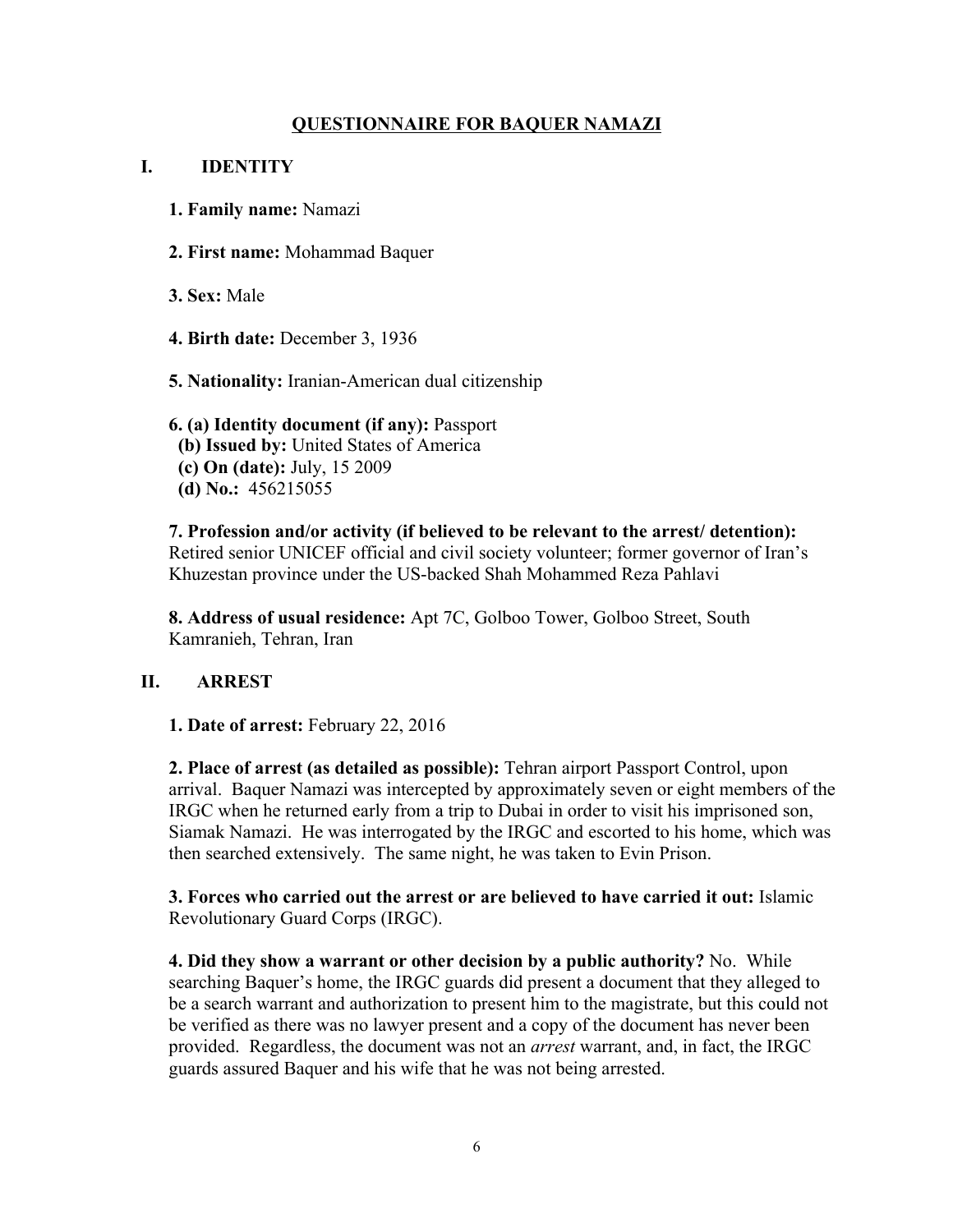## QUESTIONNAIRE FOR BAQUER NAMAZI

### I. IDENTITY

**1. Family name:** Namazi

**2. First name:** Mohammad Baquer

**3. Sex:** Male

**4. Birth date:** December 3, 1936

**5. Nationality:** Iranian-American dual citizenship

**6. (a) Identity document (if any):** Passport
**(b) Issued by:** United States of America
**(c) On (date):** July, 15 2009
**(d) No.:** 456215055

**7. Profession and/or activity (if believed to be relevant to the arrest/ detention):** Retired senior UNICEF official and civil society volunteer; former governor of Iran's Khuzestan province under the US-backed Shah Mohammed Reza Pahlavi

**8. Address of usual residence:** Apt 7C, Golboo Tower, Golboo Street, South Kamranieh, Tehran, Iran

### II. ARREST

**1. Date of arrest:** February 22, 2016

**2. Place of arrest (as detailed as possible):** Tehran airport Passport Control, upon arrival. Baquer Namazi was intercepted by approximately seven or eight members of the IRGC when he returned early from a trip to Dubai in order to visit his imprisoned son, Siamak Namazi. He was interrogated by the IRGC and escorted to his home, which was then searched extensively. The same night, he was taken to Evin Prison.

**3. Forces who carried out the arrest or are believed to have carried it out:** Islamic Revolutionary Guard Corps (IRGC).

**4. Did they show a warrant or other decision by a public authority?** No. While searching Baquer's home, the IRGC guards did present a document that they alleged to be a search warrant and authorization to present him to the magistrate, but this could not be verified as there was no lawyer present and a copy of the document has never been provided. Regardless, the document was not an *arrest* warrant, and, in fact, the IRGC guards assured Baquer and his wife that he was not being arrested.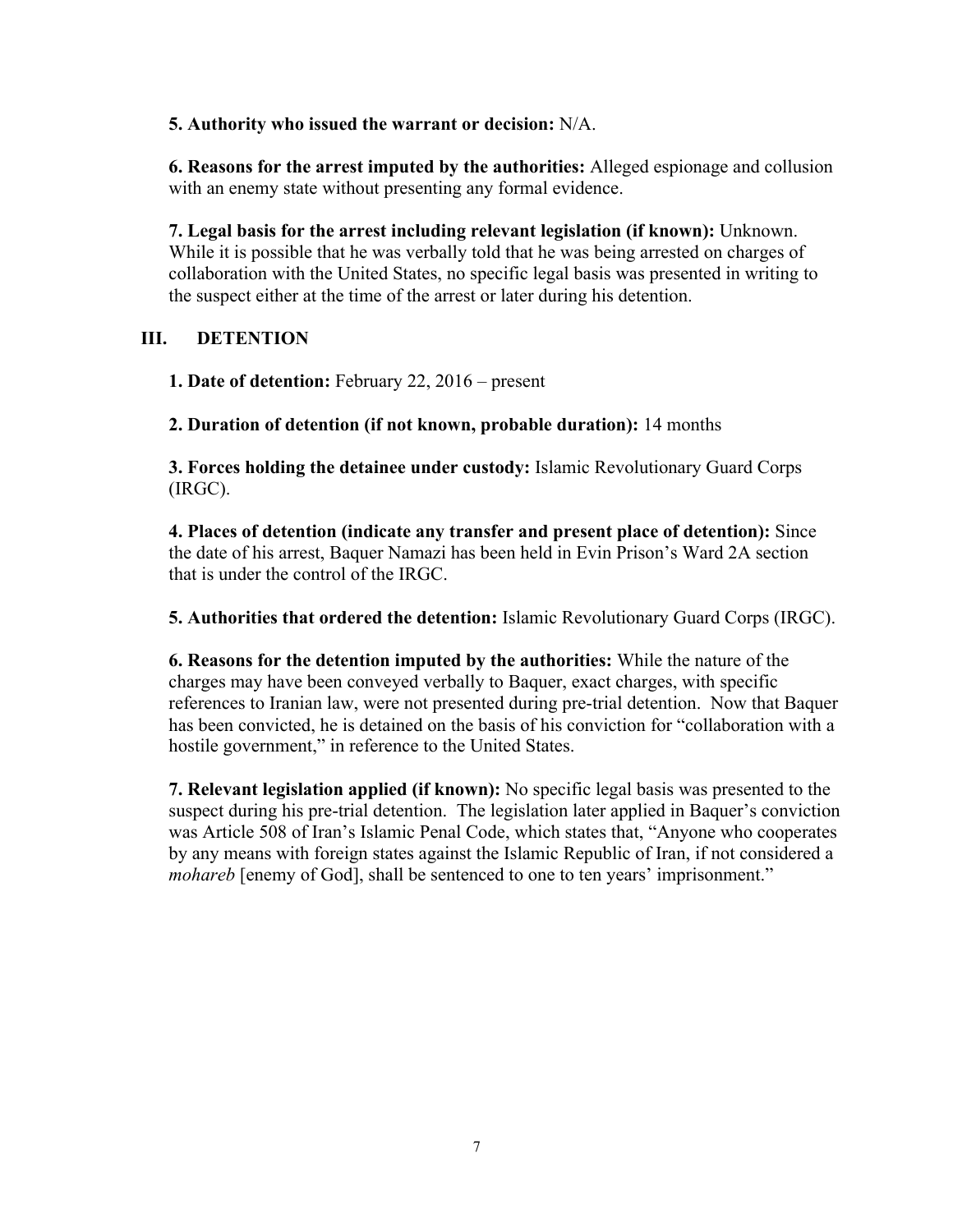**5. Authority who issued the warrant or decision:** N/A.

**6. Reasons for the arrest imputed by the authorities:** Alleged espionage and collusion with an enemy state without presenting any formal evidence.

**7. Legal basis for the arrest including relevant legislation (if known):** Unknown. While it is possible that he was verbally told that he was being arrested on charges of collaboration with the United States, no specific legal basis was presented in writing to the suspect either at the time of the arrest or later during his detention.

## III. DETENTION

**1. Date of detention:** February 22, 2016 – present

**2. Duration of detention (if not known, probable duration):** 14 months

**3. Forces holding the detainee under custody:** Islamic Revolutionary Guard Corps (IRGC).

**4. Places of detention (indicate any transfer and present place of detention):** Since the date of his arrest, Baquer Namazi has been held in Evin Prison's Ward 2A section that is under the control of the IRGC.

**5. Authorities that ordered the detention:** Islamic Revolutionary Guard Corps (IRGC).

**6. Reasons for the detention imputed by the authorities:** While the nature of the charges may have been conveyed verbally to Baquer, exact charges, with specific references to Iranian law, were not presented during pre-trial detention. Now that Baquer has been convicted, he is detained on the basis of his conviction for "collaboration with a hostile government," in reference to the United States.

**7. Relevant legislation applied (if known):** No specific legal basis was presented to the suspect during his pre-trial detention. The legislation later applied in Baquer's conviction was Article 508 of Iran's Islamic Penal Code, which states that, "Anyone who cooperates by any means with foreign states against the Islamic Republic of Iran, if not considered a *mohareb* [enemy of God], shall be sentenced to one to ten years' imprisonment."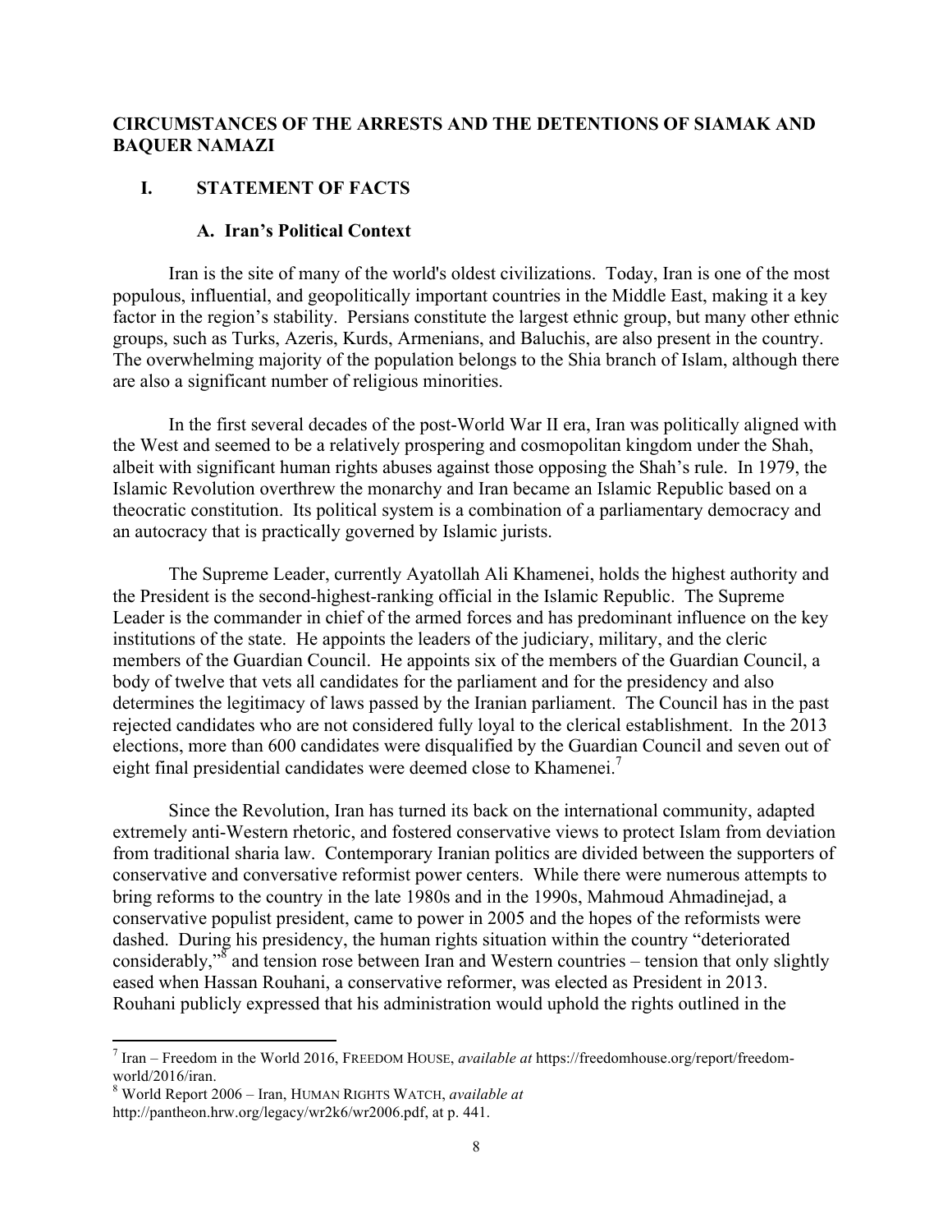## CIRCUMSTANCES OF THE ARRESTS AND THE DETENTIONS OF SIAMAK AND BAQUER NAMAZI

### I. STATEMENT OF FACTS

#### A. Iran's Political Context

Iran is the site of many of the world's oldest civilizations. Today, Iran is one of the most populous, influential, and geopolitically important countries in the Middle East, making it a key factor in the region's stability. Persians constitute the largest ethnic group, but many other ethnic groups, such as Turks, Azeris, Kurds, Armenians, and Baluchis, are also present in the country. The overwhelming majority of the population belongs to the Shia branch of Islam, although there are also a significant number of religious minorities.

In the first several decades of the post-World War II era, Iran was politically aligned with the West and seemed to be a relatively prospering and cosmopolitan kingdom under the Shah, albeit with significant human rights abuses against those opposing the Shah's rule. In 1979, the Islamic Revolution overthrew the monarchy and Iran became an Islamic Republic based on a theocratic constitution. Its political system is a combination of a parliamentary democracy and an autocracy that is practically governed by Islamic jurists.

The Supreme Leader, currently Ayatollah Ali Khamenei, holds the highest authority and the President is the second-highest-ranking official in the Islamic Republic. The Supreme Leader is the commander in chief of the armed forces and has predominant influence on the key institutions of the state. He appoints the leaders of the judiciary, military, and the cleric members of the Guardian Council. He appoints six of the members of the Guardian Council, a body of twelve that vets all candidates for the parliament and for the presidency and also determines the legitimacy of laws passed by the Iranian parliament. The Council has in the past rejected candidates who are not considered fully loyal to the clerical establishment. In the 2013 elections, more than 600 candidates were disqualified by the Guardian Council and seven out of eight final presidential candidates were deemed close to Khamenei.[7]

Since the Revolution, Iran has turned its back on the international community, adapted extremely anti-Western rhetoric, and fostered conservative views to protect Islam from deviation from traditional sharia law. Contemporary Iranian politics are divided between the supporters of conservative and conversative reformist power centers. While there were numerous attempts to bring reforms to the country in the late 1980s and in the 1990s, Mahmoud Ahmadinejad, a conservative populist president, came to power in 2005 and the hopes of the reformists were dashed. During his presidency, the human rights situation within the country "deteriorated considerably,"[8] and tension rose between Iran and Western countries – tension that only slightly eased when Hassan Rouhani, a conservative reformer, was elected as President in 2013. Rouhani publicly expressed that his administration would uphold the rights outlined in the

---

[7] Iran – Freedom in the World 2016, FREEDOM HOUSE, *available at* https://freedomhouse.org/report/freedom-world/2016/iran.

[8] World Report 2006 – Iran, HUMAN RIGHTS WATCH, *available at* http://pantheon.hrw.org/legacy/wr2k6/wr2006.pdf, at p. 441.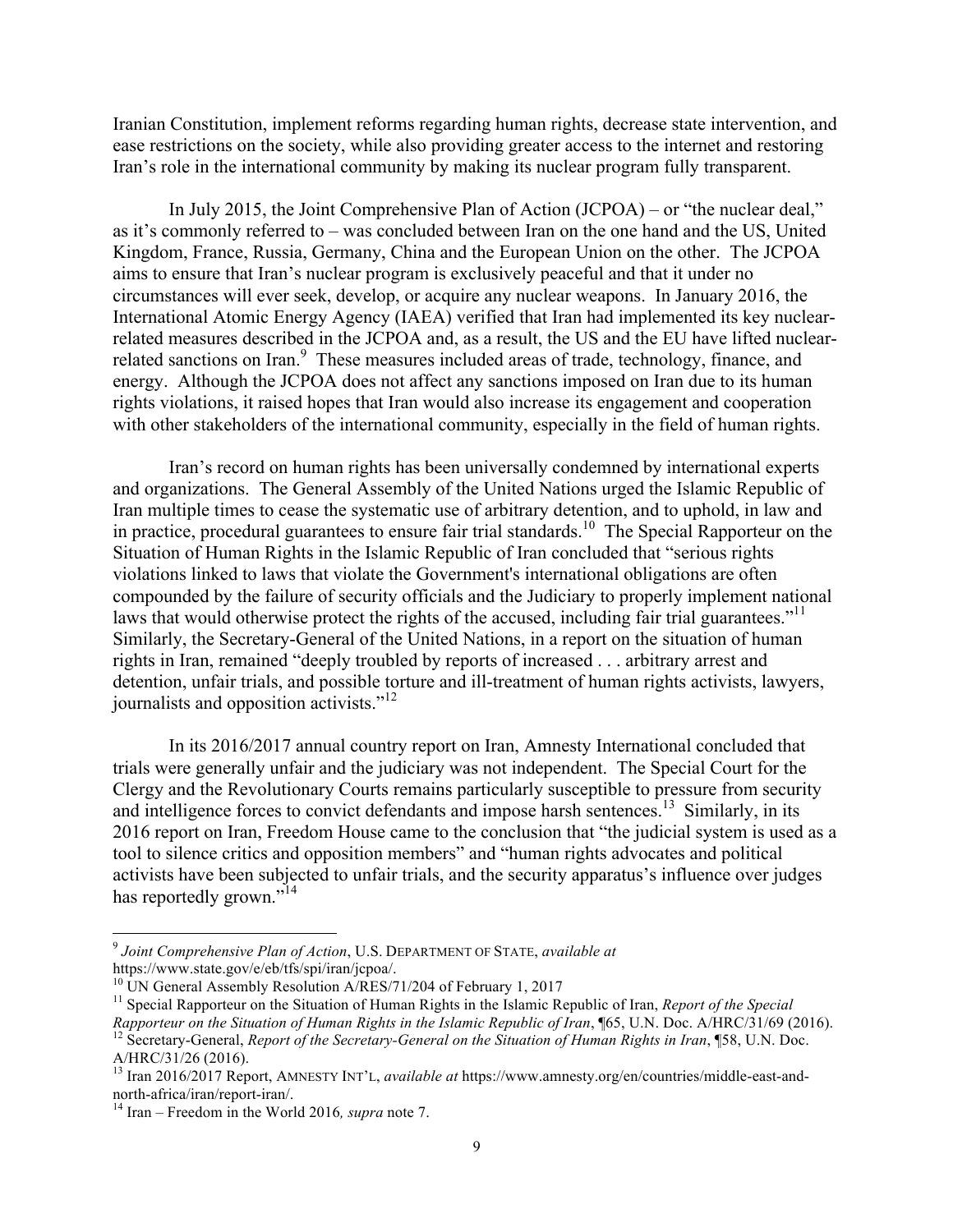Iranian Constitution, implement reforms regarding human rights, decrease state intervention, and ease restrictions on the society, while also providing greater access to the internet and restoring Iran's role in the international community by making its nuclear program fully transparent.

In July 2015, the Joint Comprehensive Plan of Action (JCPOA) – or "the nuclear deal," as it's commonly referred to – was concluded between Iran on the one hand and the US, United Kingdom, France, Russia, Germany, China and the European Union on the other. The JCPOA aims to ensure that Iran's nuclear program is exclusively peaceful and that it under no circumstances will ever seek, develop, or acquire any nuclear weapons. In January 2016, the International Atomic Energy Agency (IAEA) verified that Iran had implemented its key nuclear-related measures described in the JCPOA and, as a result, the US and the EU have lifted nuclear-related sanctions on Iran.[9] These measures included areas of trade, technology, finance, and energy. Although the JCPOA does not affect any sanctions imposed on Iran due to its human rights violations, it raised hopes that Iran would also increase its engagement and cooperation with other stakeholders of the international community, especially in the field of human rights.

Iran's record on human rights has been universally condemned by international experts and organizations. The General Assembly of the United Nations urged the Islamic Republic of Iran multiple times to cease the systematic use of arbitrary detention, and to uphold, in law and in practice, procedural guarantees to ensure fair trial standards.[10] The Special Rapporteur on the Situation of Human Rights in the Islamic Republic of Iran concluded that "serious rights violations linked to laws that violate the Government's international obligations are often compounded by the failure of security officials and the Judiciary to properly implement national laws that would otherwise protect the rights of the accused, including fair trial guarantees."[11] Similarly, the Secretary-General of the United Nations, in a report on the situation of human rights in Iran, remained "deeply troubled by reports of increased . . . arbitrary arrest and detention, unfair trials, and possible torture and ill-treatment of human rights activists, lawyers, journalists and opposition activists."[12]

In its 2016/2017 annual country report on Iran, Amnesty International concluded that trials were generally unfair and the judiciary was not independent. The Special Court for the Clergy and the Revolutionary Courts remains particularly susceptible to pressure from security and intelligence forces to convict defendants and impose harsh sentences.[13] Similarly, in its 2016 report on Iran, Freedom House came to the conclusion that "the judicial system is used as a tool to silence critics and opposition members" and "human rights advocates and political activists have been subjected to unfair trials, and the security apparatus's influence over judges has reportedly grown."[14]

---

[9] *Joint Comprehensive Plan of Action*, U.S. DEPARTMENT OF STATE, *available at* https://www.state.gov/e/eb/tfs/spi/iran/jcpoa/.

[10] UN General Assembly Resolution A/RES/71/204 of February 1, 2017

[11] Special Rapporteur on the Situation of Human Rights in the Islamic Republic of Iran, *Report of the Special Rapporteur on the Situation of Human Rights in the Islamic Republic of Iran*, ¶65, U.N. Doc. A/HRC/31/69 (2016).

[12] Secretary-General, *Report of the Secretary-General on the Situation of Human Rights in Iran*, ¶58, U.N. Doc. A/HRC/31/26 (2016).

[13] Iran 2016/2017 Report, AMNESTY INT'L, *available at* https://www.amnesty.org/en/countries/middle-east-and-north-africa/iran/report-iran/.

[14] Iran – Freedom in the World 2016*, supra* note 7.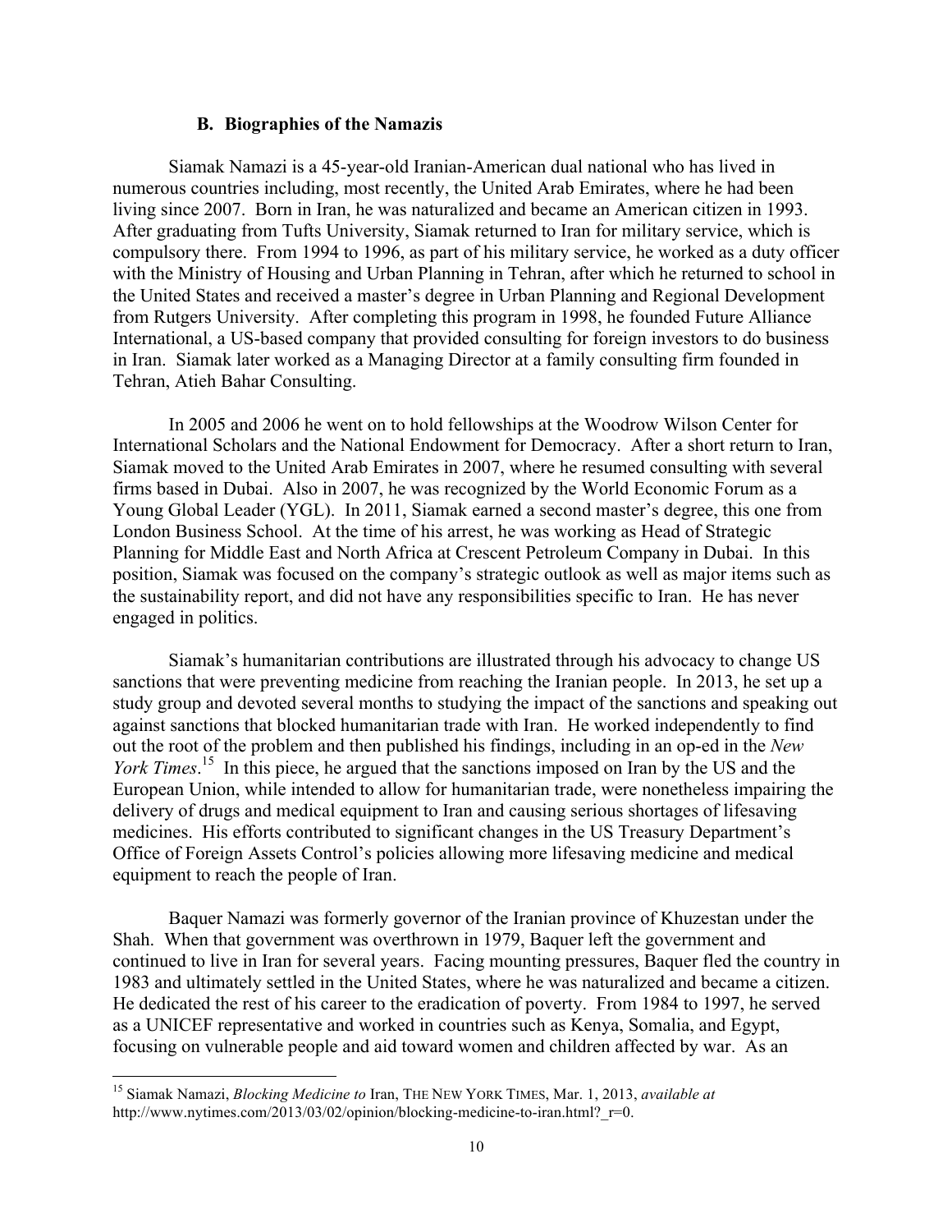### B. Biographies of the Namazis

Siamak Namazi is a 45-year-old Iranian-American dual national who has lived in numerous countries including, most recently, the United Arab Emirates, where he had been living since 2007. Born in Iran, he was naturalized and became an American citizen in 1993. After graduating from Tufts University, Siamak returned to Iran for military service, which is compulsory there. From 1994 to 1996, as part of his military service, he worked as a duty officer with the Ministry of Housing and Urban Planning in Tehran, after which he returned to school in the United States and received a master's degree in Urban Planning and Regional Development from Rutgers University. After completing this program in 1998, he founded Future Alliance International, a US-based company that provided consulting for foreign investors to do business in Iran. Siamak later worked as a Managing Director at a family consulting firm founded in Tehran, Atieh Bahar Consulting.

In 2005 and 2006 he went on to hold fellowships at the Woodrow Wilson Center for International Scholars and the National Endowment for Democracy. After a short return to Iran, Siamak moved to the United Arab Emirates in 2007, where he resumed consulting with several firms based in Dubai. Also in 2007, he was recognized by the World Economic Forum as a Young Global Leader (YGL). In 2011, Siamak earned a second master's degree, this one from London Business School. At the time of his arrest, he was working as Head of Strategic Planning for Middle East and North Africa at Crescent Petroleum Company in Dubai. In this position, Siamak was focused on the company's strategic outlook as well as major items such as the sustainability report, and did not have any responsibilities specific to Iran. He has never engaged in politics.

Siamak's humanitarian contributions are illustrated through his advocacy to change US sanctions that were preventing medicine from reaching the Iranian people. In 2013, he set up a study group and devoted several months to studying the impact of the sanctions and speaking out against sanctions that blocked humanitarian trade with Iran. He worked independently to find out the root of the problem and then published his findings, including in an op-ed in the *New York Times*.[15] In this piece, he argued that the sanctions imposed on Iran by the US and the European Union, while intended to allow for humanitarian trade, were nonetheless impairing the delivery of drugs and medical equipment to Iran and causing serious shortages of lifesaving medicines. His efforts contributed to significant changes in the US Treasury Department's Office of Foreign Assets Control's policies allowing more lifesaving medicine and medical equipment to reach the people of Iran.

Baquer Namazi was formerly governor of the Iranian province of Khuzestan under the Shah. When that government was overthrown in 1979, Baquer left the government and continued to live in Iran for several years. Facing mounting pressures, Baquer fled the country in 1983 and ultimately settled in the United States, where he was naturalized and became a citizen. He dedicated the rest of his career to the eradication of poverty. From 1984 to 1997, he served as a UNICEF representative and worked in countries such as Kenya, Somalia, and Egypt, focusing on vulnerable people and aid toward women and children affected by war. As an

---

[15] Siamak Namazi, *Blocking Medicine to* Iran, THE NEW YORK TIMES, Mar. 1, 2013, *available at* http://www.nytimes.com/2013/03/02/opinion/blocking-medicine-to-iran.html?_r=0.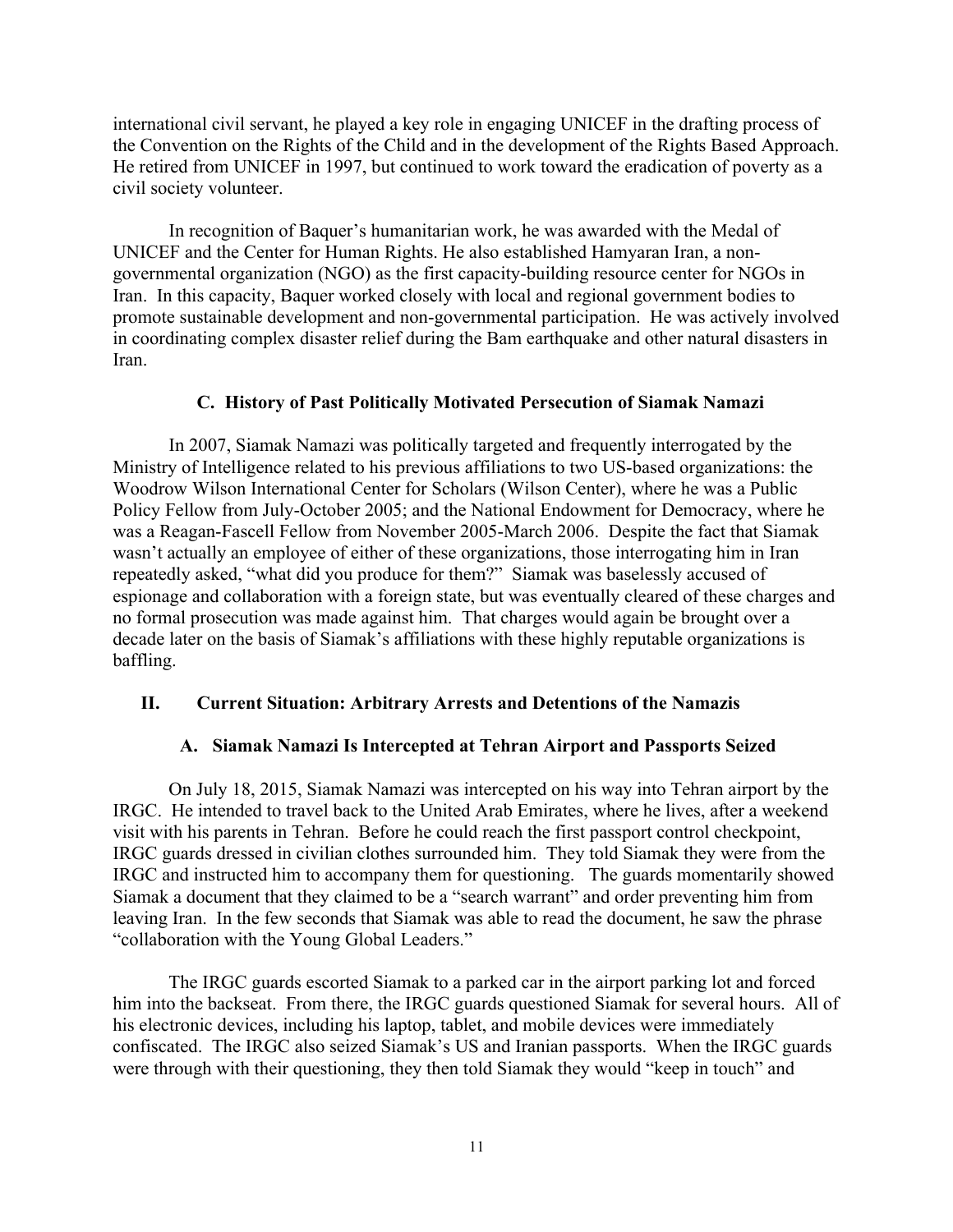international civil servant, he played a key role in engaging UNICEF in the drafting process of the Convention on the Rights of the Child and in the development of the Rights Based Approach. He retired from UNICEF in 1997, but continued to work toward the eradication of poverty as a civil society volunteer.

In recognition of Baquer's humanitarian work, he was awarded with the Medal of UNICEF and the Center for Human Rights. He also established Hamyaran Iran, a non-governmental organization (NGO) as the first capacity-building resource center for NGOs in Iran. In this capacity, Baquer worked closely with local and regional government bodies to promote sustainable development and non-governmental participation. He was actively involved in coordinating complex disaster relief during the Bam earthquake and other natural disasters in Iran.

### C. History of Past Politically Motivated Persecution of Siamak Namazi

In 2007, Siamak Namazi was politically targeted and frequently interrogated by the Ministry of Intelligence related to his previous affiliations to two US-based organizations: the Woodrow Wilson International Center for Scholars (Wilson Center), where he was a Public Policy Fellow from July-October 2005; and the National Endowment for Democracy, where he was a Reagan-Fascell Fellow from November 2005-March 2006. Despite the fact that Siamak wasn't actually an employee of either of these organizations, those interrogating him in Iran repeatedly asked, "what did you produce for them?" Siamak was baselessly accused of espionage and collaboration with a foreign state, but was eventually cleared of these charges and no formal prosecution was made against him. That charges would again be brought over a decade later on the basis of Siamak's affiliations with these highly reputable organizations is baffling.

## II. Current Situation: Arbitrary Arrests and Detentions of the Namazis

### A. Siamak Namazi Is Intercepted at Tehran Airport and Passports Seized

On July 18, 2015, Siamak Namazi was intercepted on his way into Tehran airport by the IRGC. He intended to travel back to the United Arab Emirates, where he lives, after a weekend visit with his parents in Tehran. Before he could reach the first passport control checkpoint, IRGC guards dressed in civilian clothes surrounded him. They told Siamak they were from the IRGC and instructed him to accompany them for questioning. The guards momentarily showed Siamak a document that they claimed to be a "search warrant" and order preventing him from leaving Iran. In the few seconds that Siamak was able to read the document, he saw the phrase "collaboration with the Young Global Leaders."

The IRGC guards escorted Siamak to a parked car in the airport parking lot and forced him into the backseat. From there, the IRGC guards questioned Siamak for several hours. All of his electronic devices, including his laptop, tablet, and mobile devices were immediately confiscated. The IRGC also seized Siamak's US and Iranian passports. When the IRGC guards were through with their questioning, they then told Siamak they would "keep in touch" and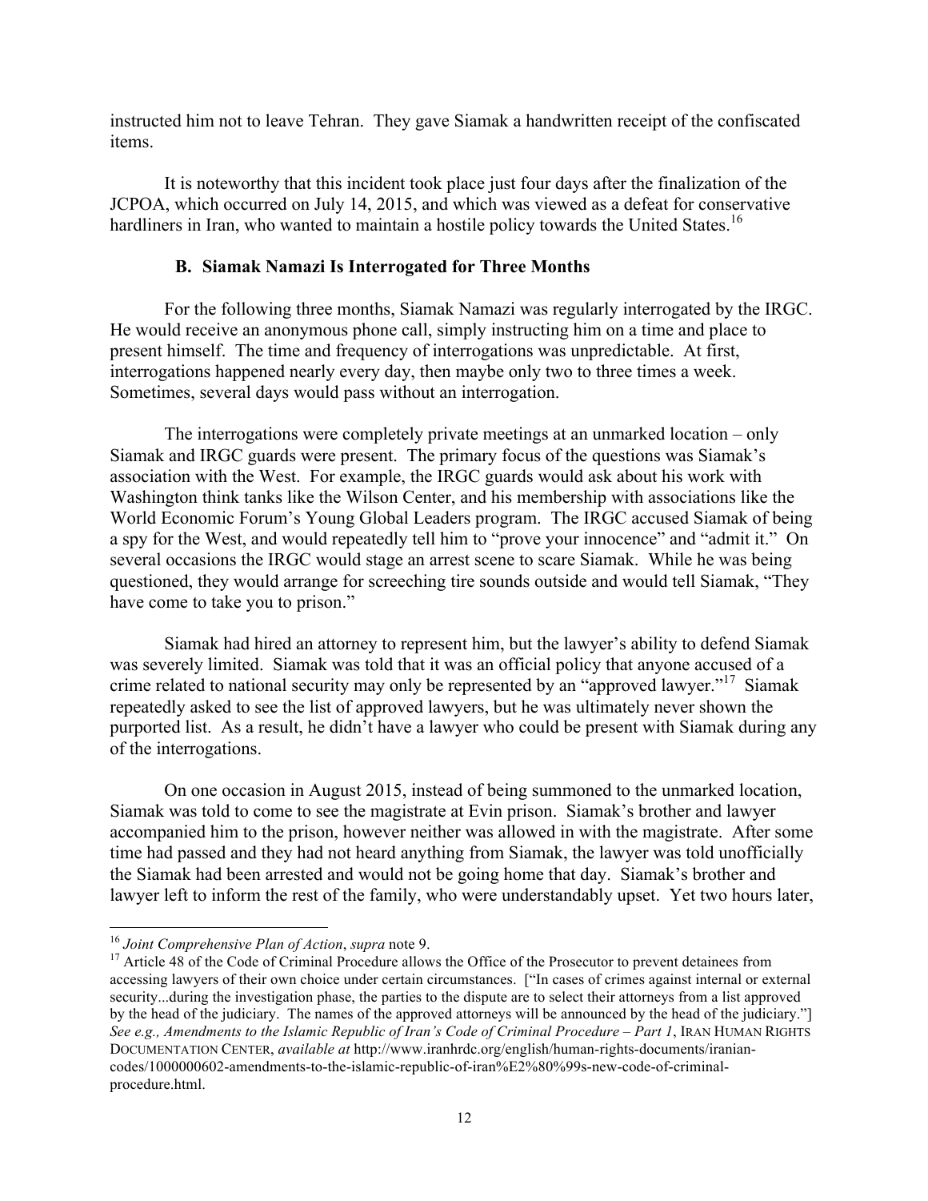instructed him not to leave Tehran. They gave Siamak a handwritten receipt of the confiscated items.

It is noteworthy that this incident took place just four days after the finalization of the JCPOA, which occurred on July 14, 2015, and which was viewed as a defeat for conservative hardliners in Iran, who wanted to maintain a hostile policy towards the United States.[16]

### B. Siamak Namazi Is Interrogated for Three Months

For the following three months, Siamak Namazi was regularly interrogated by the IRGC. He would receive an anonymous phone call, simply instructing him on a time and place to present himself. The time and frequency of interrogations was unpredictable. At first, interrogations happened nearly every day, then maybe only two to three times a week. Sometimes, several days would pass without an interrogation.

The interrogations were completely private meetings at an unmarked location – only Siamak and IRGC guards were present. The primary focus of the questions was Siamak's association with the West. For example, the IRGC guards would ask about his work with Washington think tanks like the Wilson Center, and his membership with associations like the World Economic Forum's Young Global Leaders program. The IRGC accused Siamak of being a spy for the West, and would repeatedly tell him to "prove your innocence" and "admit it." On several occasions the IRGC would stage an arrest scene to scare Siamak. While he was being questioned, they would arrange for screeching tire sounds outside and would tell Siamak, "They have come to take you to prison."

Siamak had hired an attorney to represent him, but the lawyer's ability to defend Siamak was severely limited. Siamak was told that it was an official policy that anyone accused of a crime related to national security may only be represented by an "approved lawyer."[17] Siamak repeatedly asked to see the list of approved lawyers, but he was ultimately never shown the purported list. As a result, he didn't have a lawyer who could be present with Siamak during any of the interrogations.

On one occasion in August 2015, instead of being summoned to the unmarked location, Siamak was told to come to see the magistrate at Evin prison. Siamak's brother and lawyer accompanied him to the prison, however neither was allowed in with the magistrate. After some time had passed and they had not heard anything from Siamak, the lawyer was told unofficially the Siamak had been arrested and would not be going home that day. Siamak's brother and lawyer left to inform the rest of the family, who were understandably upset. Yet two hours later,

---

[16] *Joint Comprehensive Plan of Action*, *supra* note 9.

[17] Article 48 of the Code of Criminal Procedure allows the Office of the Prosecutor to prevent detainees from accessing lawyers of their own choice under certain circumstances. ["In cases of crimes against internal or external security...during the investigation phase, the parties to the dispute are to select their attorneys from a list approved by the head of the judiciary. The names of the approved attorneys will be announced by the head of the judiciary."] *See e.g., Amendments to the Islamic Republic of Iran's Code of Criminal Procedure – Part 1*, IRAN HUMAN RIGHTS DOCUMENTATION CENTER, *available at* http://www.iranhrdc.org/english/human-rights-documents/iranian-codes/1000000602-amendments-to-the-islamic-republic-of-iran%E2%80%99s-new-code-of-criminal-procedure.html.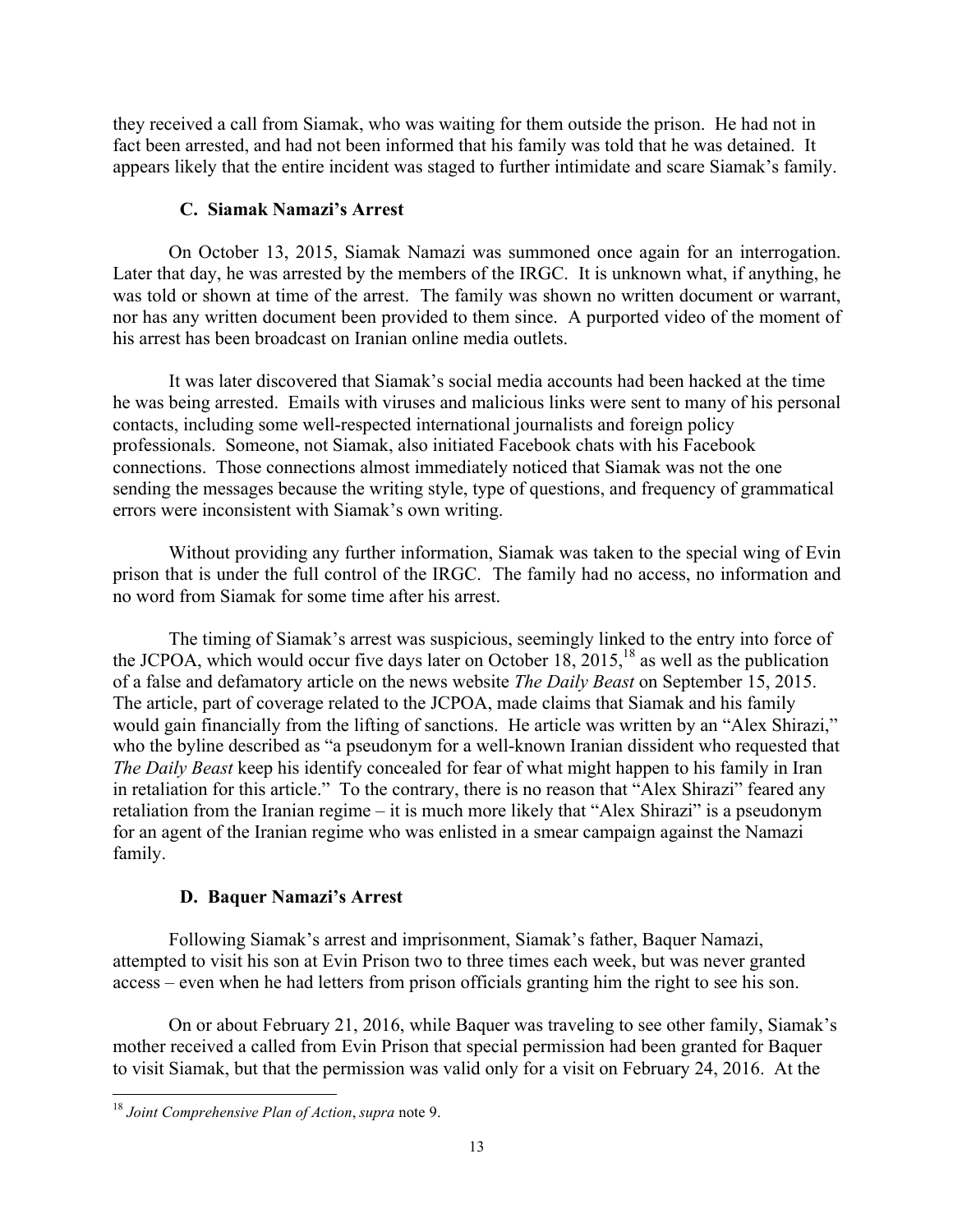they received a call from Siamak, who was waiting for them outside the prison. He had not in fact been arrested, and had not been informed that his family was told that he was detained. It appears likely that the entire incident was staged to further intimidate and scare Siamak's family.

### C. Siamak Namazi's Arrest

On October 13, 2015, Siamak Namazi was summoned once again for an interrogation. Later that day, he was arrested by the members of the IRGC. It is unknown what, if anything, he was told or shown at time of the arrest. The family was shown no written document or warrant, nor has any written document been provided to them since. A purported video of the moment of his arrest has been broadcast on Iranian online media outlets.

It was later discovered that Siamak's social media accounts had been hacked at the time he was being arrested. Emails with viruses and malicious links were sent to many of his personal contacts, including some well-respected international journalists and foreign policy professionals. Someone, not Siamak, also initiated Facebook chats with his Facebook connections. Those connections almost immediately noticed that Siamak was not the one sending the messages because the writing style, type of questions, and frequency of grammatical errors were inconsistent with Siamak's own writing.

Without providing any further information, Siamak was taken to the special wing of Evin prison that is under the full control of the IRGC. The family had no access, no information and no word from Siamak for some time after his arrest.

The timing of Siamak's arrest was suspicious, seemingly linked to the entry into force of the JCPOA, which would occur five days later on October 18, 2015,[18] as well as the publication of a false and defamatory article on the news website *The Daily Beast* on September 15, 2015. The article, part of coverage related to the JCPOA, made claims that Siamak and his family would gain financially from the lifting of sanctions. He article was written by an "Alex Shirazi," who the byline described as "a pseudonym for a well-known Iranian dissident who requested that *The Daily Beast* keep his identify concealed for fear of what might happen to his family in Iran in retaliation for this article." To the contrary, there is no reason that "Alex Shirazi" feared any retaliation from the Iranian regime – it is much more likely that "Alex Shirazi" is a pseudonym for an agent of the Iranian regime who was enlisted in a smear campaign against the Namazi family.

### D. Baquer Namazi's Arrest

Following Siamak's arrest and imprisonment, Siamak's father, Baquer Namazi, attempted to visit his son at Evin Prison two to three times each week, but was never granted access – even when he had letters from prison officials granting him the right to see his son.

On or about February 21, 2016, while Baquer was traveling to see other family, Siamak's mother received a called from Evin Prison that special permission had been granted for Baquer to visit Siamak, but that the permission was valid only for a visit on February 24, 2016. At the

---

[18] *Joint Comprehensive Plan of Action*, *supra* note 9.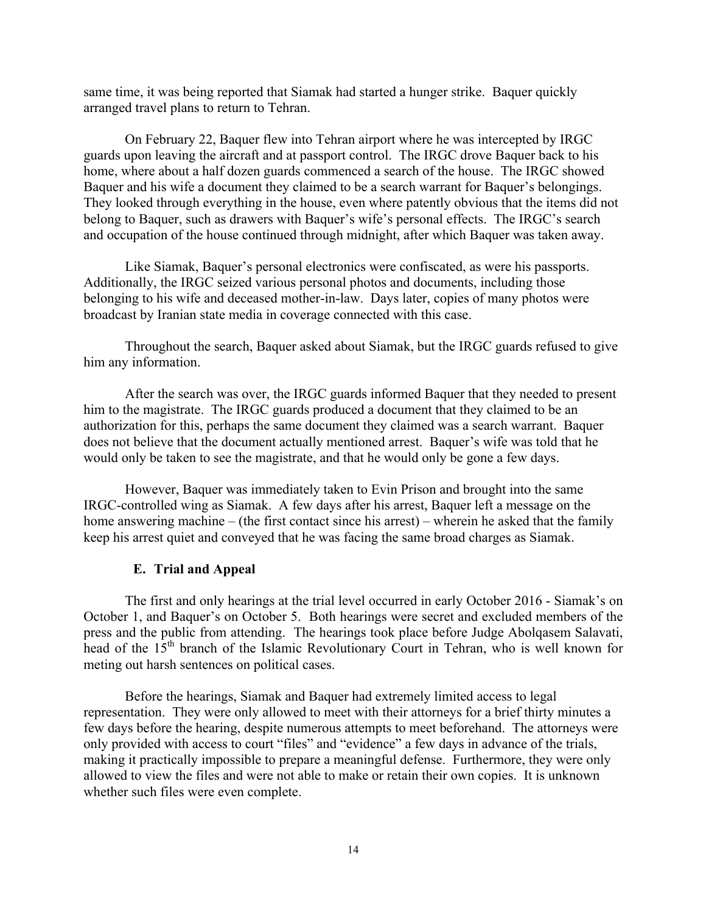same time, it was being reported that Siamak had started a hunger strike. Baquer quickly arranged travel plans to return to Tehran.

On February 22, Baquer flew into Tehran airport where he was intercepted by IRGC guards upon leaving the aircraft and at passport control. The IRGC drove Baquer back to his home, where about a half dozen guards commenced a search of the house. The IRGC showed Baquer and his wife a document they claimed to be a search warrant for Baquer's belongings. They looked through everything in the house, even where patently obvious that the items did not belong to Baquer, such as drawers with Baquer's wife's personal effects. The IRGC's search and occupation of the house continued through midnight, after which Baquer was taken away.

Like Siamak, Baquer's personal electronics were confiscated, as were his passports. Additionally, the IRGC seized various personal photos and documents, including those belonging to his wife and deceased mother-in-law. Days later, copies of many photos were broadcast by Iranian state media in coverage connected with this case.

Throughout the search, Baquer asked about Siamak, but the IRGC guards refused to give him any information.

After the search was over, the IRGC guards informed Baquer that they needed to present him to the magistrate. The IRGC guards produced a document that they claimed to be an authorization for this, perhaps the same document they claimed was a search warrant. Baquer does not believe that the document actually mentioned arrest. Baquer's wife was told that he would only be taken to see the magistrate, and that he would only be gone a few days.

However, Baquer was immediately taken to Evin Prison and brought into the same IRGC-controlled wing as Siamak. A few days after his arrest, Baquer left a message on the home answering machine – (the first contact since his arrest) – wherein he asked that the family keep his arrest quiet and conveyed that he was facing the same broad charges as Siamak.

### E. Trial and Appeal

The first and only hearings at the trial level occurred in early October 2016 - Siamak's on October 1, and Baquer's on October 5. Both hearings were secret and excluded members of the press and the public from attending. The hearings took place before Judge Abolqasem Salavati, head of the 15th branch of the Islamic Revolutionary Court in Tehran, who is well known for meting out harsh sentences on political cases.

Before the hearings, Siamak and Baquer had extremely limited access to legal representation. They were only allowed to meet with their attorneys for a brief thirty minutes a few days before the hearing, despite numerous attempts to meet beforehand. The attorneys were only provided with access to court "files" and "evidence" a few days in advance of the trials, making it practically impossible to prepare a meaningful defense. Furthermore, they were only allowed to view the files and were not able to make or retain their own copies. It is unknown whether such files were even complete.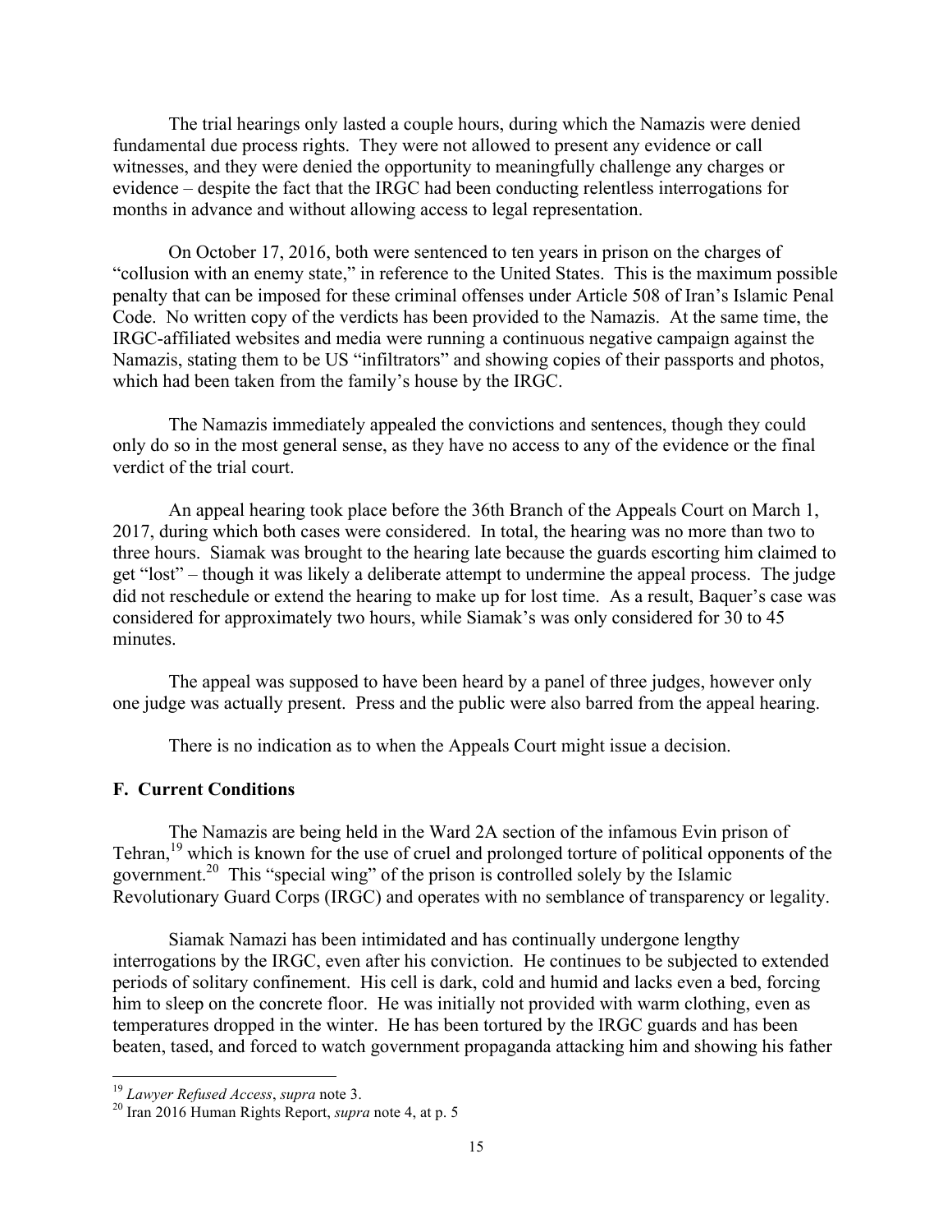The trial hearings only lasted a couple hours, during which the Namazis were denied fundamental due process rights. They were not allowed to present any evidence or call witnesses, and they were denied the opportunity to meaningfully challenge any charges or evidence – despite the fact that the IRGC had been conducting relentless interrogations for months in advance and without allowing access to legal representation.

On October 17, 2016, both were sentenced to ten years in prison on the charges of "collusion with an enemy state," in reference to the United States. This is the maximum possible penalty that can be imposed for these criminal offenses under Article 508 of Iran's Islamic Penal Code. No written copy of the verdicts has been provided to the Namazis. At the same time, the IRGC-affiliated websites and media were running a continuous negative campaign against the Namazis, stating them to be US "infiltrators" and showing copies of their passports and photos, which had been taken from the family's house by the IRGC.

The Namazis immediately appealed the convictions and sentences, though they could only do so in the most general sense, as they have no access to any of the evidence or the final verdict of the trial court.

An appeal hearing took place before the 36th Branch of the Appeals Court on March 1, 2017, during which both cases were considered. In total, the hearing was no more than two to three hours. Siamak was brought to the hearing late because the guards escorting him claimed to get "lost" – though it was likely a deliberate attempt to undermine the appeal process. The judge did not reschedule or extend the hearing to make up for lost time. As a result, Baquer's case was considered for approximately two hours, while Siamak's was only considered for 30 to 45 minutes.

The appeal was supposed to have been heard by a panel of three judges, however only one judge was actually present. Press and the public were also barred from the appeal hearing.

There is no indication as to when the Appeals Court might issue a decision.

### F. Current Conditions

The Namazis are being held in the Ward 2A section of the infamous Evin prison of Tehran,[19] which is known for the use of cruel and prolonged torture of political opponents of the government.[20] This "special wing" of the prison is controlled solely by the Islamic Revolutionary Guard Corps (IRGC) and operates with no semblance of transparency or legality.

Siamak Namazi has been intimidated and has continually undergone lengthy interrogations by the IRGC, even after his conviction. He continues to be subjected to extended periods of solitary confinement. His cell is dark, cold and humid and lacks even a bed, forcing him to sleep on the concrete floor. He was initially not provided with warm clothing, even as temperatures dropped in the winter. He has been tortured by the IRGC guards and has been beaten, tased, and forced to watch government propaganda attacking him and showing his father

---

[19] *Lawyer Refused Access*, *supra* note 3.

[20] Iran 2016 Human Rights Report, *supra* note 4, at p. 5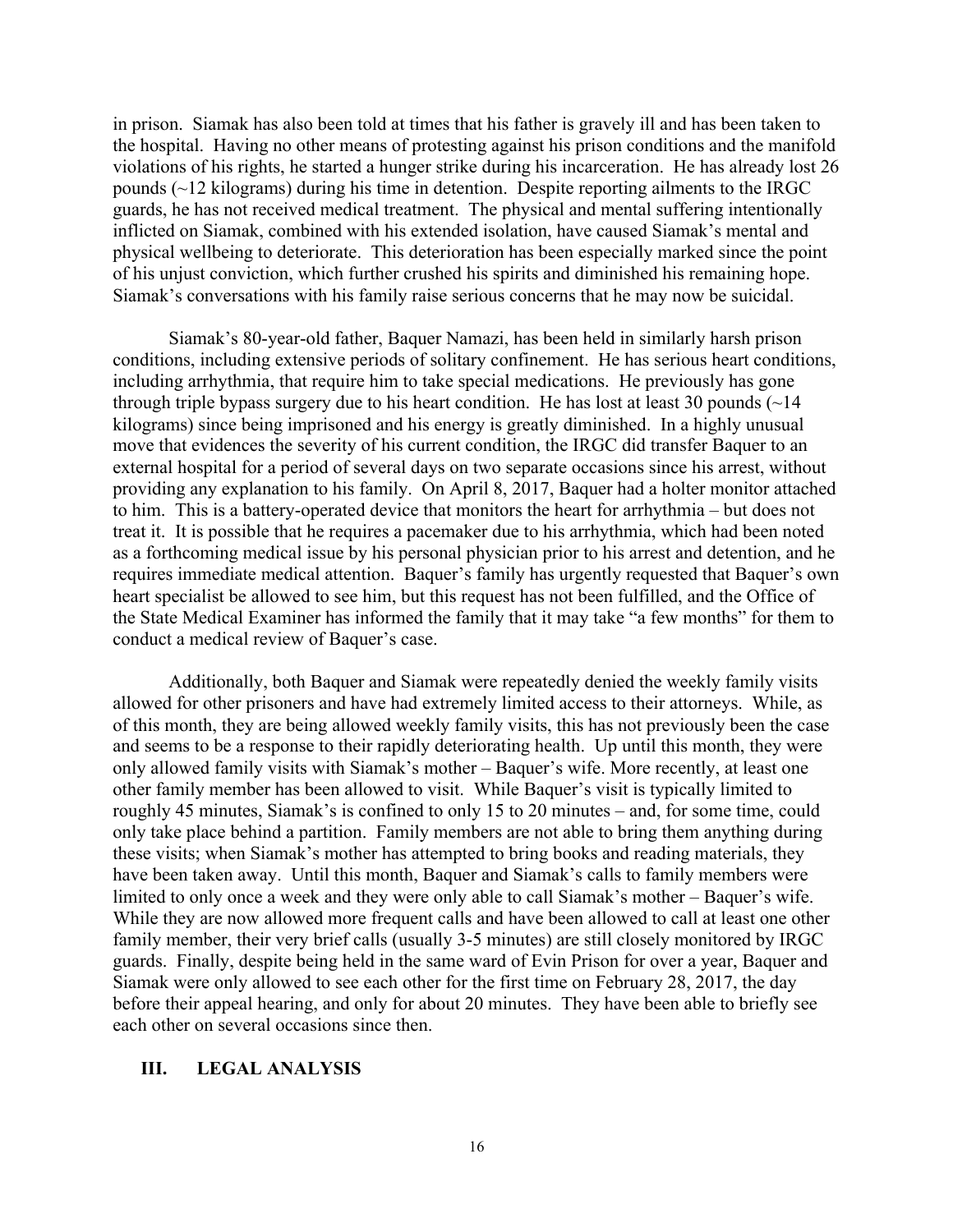in prison. Siamak has also been told at times that his father is gravely ill and has been taken to the hospital. Having no other means of protesting against his prison conditions and the manifold violations of his rights, he started a hunger strike during his incarceration. He has already lost 26 pounds (~12 kilograms) during his time in detention. Despite reporting ailments to the IRGC guards, he has not received medical treatment. The physical and mental suffering intentionally inflicted on Siamak, combined with his extended isolation, have caused Siamak's mental and physical wellbeing to deteriorate. This deterioration has been especially marked since the point of his unjust conviction, which further crushed his spirits and diminished his remaining hope. Siamak's conversations with his family raise serious concerns that he may now be suicidal.

Siamak's 80-year-old father, Baquer Namazi, has been held in similarly harsh prison conditions, including extensive periods of solitary confinement. He has serious heart conditions, including arrhythmia, that require him to take special medications. He previously has gone through triple bypass surgery due to his heart condition. He has lost at least 30 pounds (~14 kilograms) since being imprisoned and his energy is greatly diminished. In a highly unusual move that evidences the severity of his current condition, the IRGC did transfer Baquer to an external hospital for a period of several days on two separate occasions since his arrest, without providing any explanation to his family. On April 8, 2017, Baquer had a holter monitor attached to him. This is a battery-operated device that monitors the heart for arrhythmia – but does not treat it. It is possible that he requires a pacemaker due to his arrhythmia, which had been noted as a forthcoming medical issue by his personal physician prior to his arrest and detention, and he requires immediate medical attention. Baquer's family has urgently requested that Baquer's own heart specialist be allowed to see him, but this request has not been fulfilled, and the Office of the State Medical Examiner has informed the family that it may take "a few months" for them to conduct a medical review of Baquer's case.

Additionally, both Baquer and Siamak were repeatedly denied the weekly family visits allowed for other prisoners and have had extremely limited access to their attorneys. While, as of this month, they are being allowed weekly family visits, this has not previously been the case and seems to be a response to their rapidly deteriorating health. Up until this month, they were only allowed family visits with Siamak's mother – Baquer's wife. More recently, at least one other family member has been allowed to visit. While Baquer's visit is typically limited to roughly 45 minutes, Siamak's is confined to only 15 to 20 minutes – and, for some time, could only take place behind a partition. Family members are not able to bring them anything during these visits; when Siamak's mother has attempted to bring books and reading materials, they have been taken away. Until this month, Baquer and Siamak's calls to family members were limited to only once a week and they were only able to call Siamak's mother – Baquer's wife. While they are now allowed more frequent calls and have been allowed to call at least one other family member, their very brief calls (usually 3-5 minutes) are still closely monitored by IRGC guards. Finally, despite being held in the same ward of Evin Prison for over a year, Baquer and Siamak were only allowed to see each other for the first time on February 28, 2017, the day before their appeal hearing, and only for about 20 minutes. They have been able to briefly see each other on several occasions since then.

## III. LEGAL ANALYSIS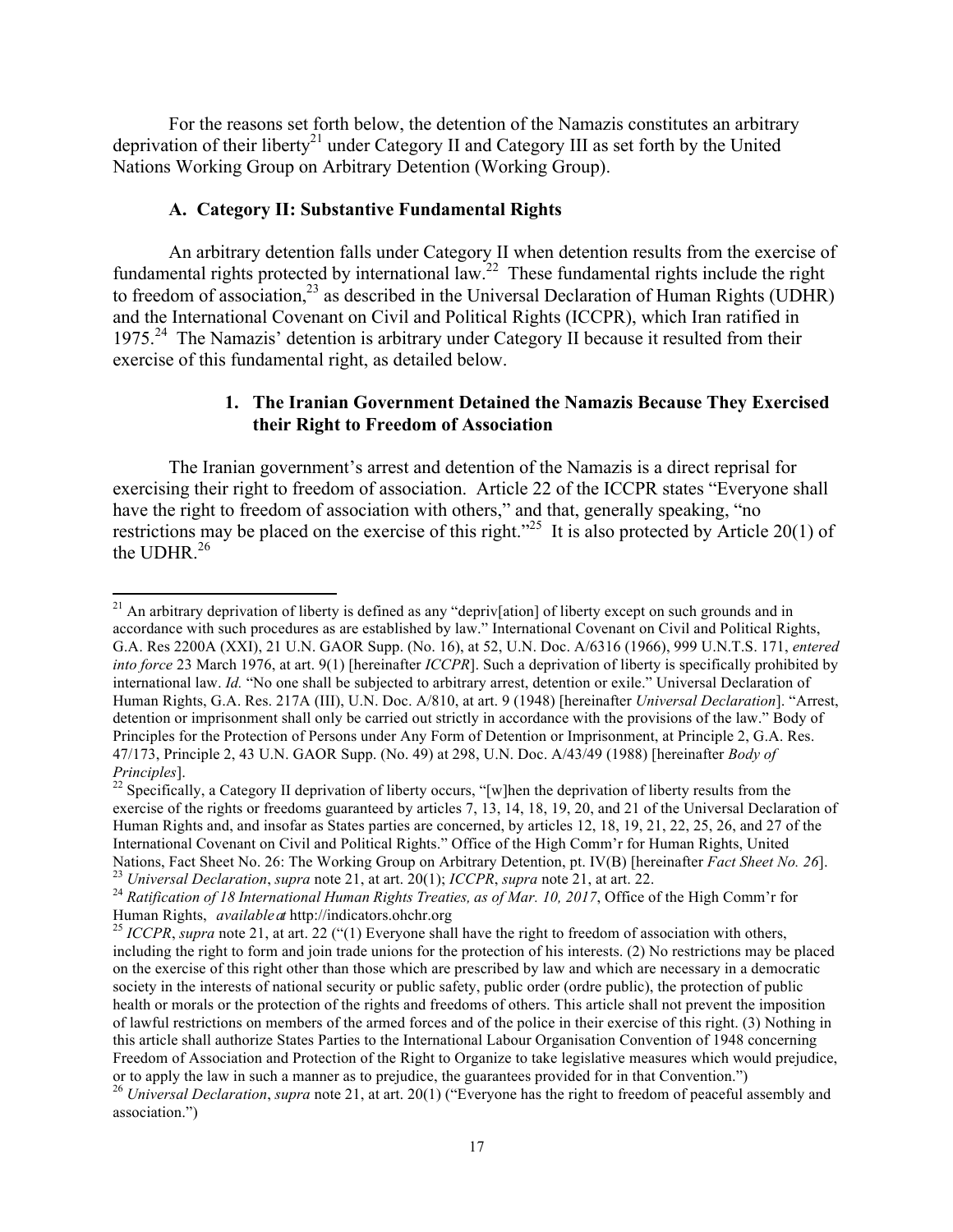For the reasons set forth below, the detention of the Namazis constitutes an arbitrary deprivation of their liberty[21] under Category II and Category III as set forth by the United Nations Working Group on Arbitrary Detention (Working Group).

### A. Category II: Substantive Fundamental Rights

An arbitrary detention falls under Category II when detention results from the exercise of fundamental rights protected by international law.[22] These fundamental rights include the right to freedom of association,[23] as described in the Universal Declaration of Human Rights (UDHR) and the International Covenant on Civil and Political Rights (ICCPR), which Iran ratified in 1975.[24] The Namazis' detention is arbitrary under Category II because it resulted from their exercise of this fundamental right, as detailed below.

#### 1. The Iranian Government Detained the Namazis Because They Exercised their Right to Freedom of Association

The Iranian government's arrest and detention of the Namazis is a direct reprisal for exercising their right to freedom of association. Article 22 of the ICCPR states "Everyone shall have the right to freedom of association with others," and that, generally speaking, "no restrictions may be placed on the exercise of this right."[25] It is also protected by Article 20(1) of the UDHR.[26]

---

[21] An arbitrary deprivation of liberty is defined as any "depriv[ation] of liberty except on such grounds and in accordance with such procedures as are established by law." International Covenant on Civil and Political Rights, G.A. Res 2200A (XXI), 21 U.N. GAOR Supp. (No. 16), at 52, U.N. Doc. A/6316 (1966), 999 U.N.T.S. 171, *entered into force* 23 March 1976, at art. 9(1) [hereinafter *ICCPR*]. Such a deprivation of liberty is specifically prohibited by international law. *Id.* "No one shall be subjected to arbitrary arrest, detention or exile." Universal Declaration of Human Rights, G.A. Res. 217A (III), U.N. Doc. A/810, at art. 9 (1948) [hereinafter *Universal Declaration*]. "Arrest, detention or imprisonment shall only be carried out strictly in accordance with the provisions of the law." Body of Principles for the Protection of Persons under Any Form of Detention or Imprisonment, at Principle 2, G.A. Res. 47/173, Principle 2, 43 U.N. GAOR Supp. (No. 49) at 298, U.N. Doc. A/43/49 (1988) [hereinafter *Body of Principles*].

[22] Specifically, a Category II deprivation of liberty occurs, "[w]hen the deprivation of liberty results from the exercise of the rights or freedoms guaranteed by articles 7, 13, 14, 18, 19, 20, and 21 of the Universal Declaration of Human Rights and, and insofar as States parties are concerned, by articles 12, 18, 19, 21, 22, 25, 26, and 27 of the International Covenant on Civil and Political Rights." Office of the High Comm'r for Human Rights, United Nations, Fact Sheet No. 26: The Working Group on Arbitrary Detention, pt. IV(B) [hereinafter *Fact Sheet No. 26*].

[23] *Universal Declaration*, *supra* note 21, at art. 20(1); *ICCPR*, *supra* note 21, at art. 22.

[24] *Ratification of 18 International Human Rights Treaties, as of Mar. 10, 2017*, Office of the High Comm'r for Human Rights, *available at* http://indicators.ohchr.org

[25] *ICCPR*, *supra* note 21, at art. 22 ("(1) Everyone shall have the right to freedom of association with others, including the right to form and join trade unions for the protection of his interests. (2) No restrictions may be placed on the exercise of this right other than those which are prescribed by law and which are necessary in a democratic society in the interests of national security or public safety, public order (ordre public), the protection of public health or morals or the protection of the rights and freedoms of others. This article shall not prevent the imposition of lawful restrictions on members of the armed forces and of the police in their exercise of this right. (3) Nothing in this article shall authorize States Parties to the International Labour Organisation Convention of 1948 concerning Freedom of Association and Protection of the Right to Organize to take legislative measures which would prejudice, or to apply the law in such a manner as to prejudice, the guarantees provided for in that Convention.")

[26] *Universal Declaration*, *supra* note 21, at art. 20(1) ("Everyone has the right to freedom of peaceful assembly and association.")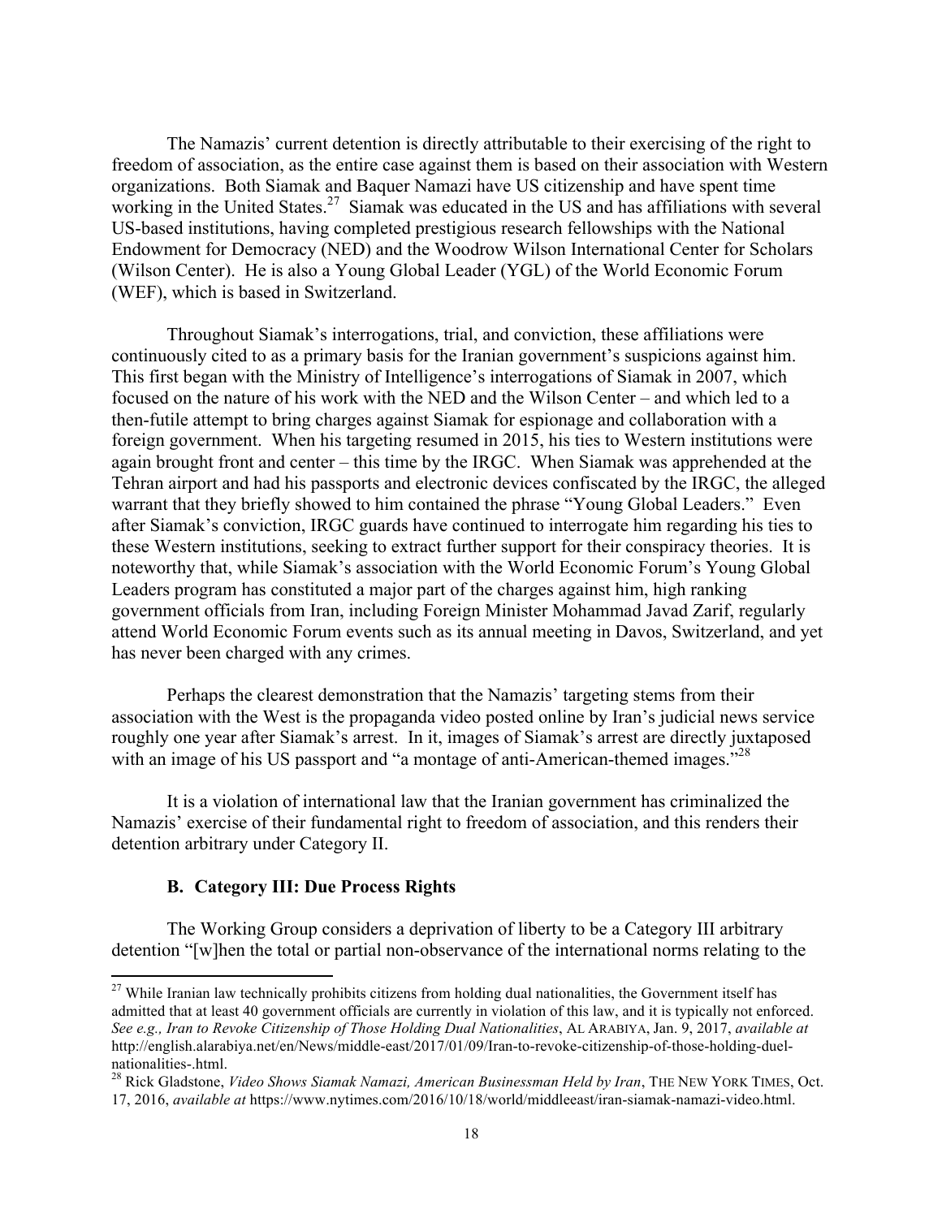The Namazis' current detention is directly attributable to their exercising of the right to freedom of association, as the entire case against them is based on their association with Western organizations. Both Siamak and Baquer Namazi have US citizenship and have spent time working in the United States.[27] Siamak was educated in the US and has affiliations with several US-based institutions, having completed prestigious research fellowships with the National Endowment for Democracy (NED) and the Woodrow Wilson International Center for Scholars (Wilson Center). He is also a Young Global Leader (YGL) of the World Economic Forum (WEF), which is based in Switzerland.

Throughout Siamak's interrogations, trial, and conviction, these affiliations were continuously cited to as a primary basis for the Iranian government's suspicions against him. This first began with the Ministry of Intelligence's interrogations of Siamak in 2007, which focused on the nature of his work with the NED and the Wilson Center – and which led to a then-futile attempt to bring charges against Siamak for espionage and collaboration with a foreign government. When his targeting resumed in 2015, his ties to Western institutions were again brought front and center – this time by the IRGC. When Siamak was apprehended at the Tehran airport and had his passports and electronic devices confiscated by the IRGC, the alleged warrant that they briefly showed to him contained the phrase "Young Global Leaders." Even after Siamak's conviction, IRGC guards have continued to interrogate him regarding his ties to these Western institutions, seeking to extract further support for their conspiracy theories. It is noteworthy that, while Siamak's association with the World Economic Forum's Young Global Leaders program has constituted a major part of the charges against him, high ranking government officials from Iran, including Foreign Minister Mohammad Javad Zarif, regularly attend World Economic Forum events such as its annual meeting in Davos, Switzerland, and yet has never been charged with any crimes.

Perhaps the clearest demonstration that the Namazis' targeting stems from their association with the West is the propaganda video posted online by Iran's judicial news service roughly one year after Siamak's arrest. In it, images of Siamak's arrest are directly juxtaposed with an image of his US passport and "a montage of anti-American-themed images."[28]

It is a violation of international law that the Iranian government has criminalized the Namazis' exercise of their fundamental right to freedom of association, and this renders their detention arbitrary under Category II.

### B. Category III: Due Process Rights

The Working Group considers a deprivation of liberty to be a Category III arbitrary detention "[w]hen the total or partial non-observance of the international norms relating to the

---

[27] While Iranian law technically prohibits citizens from holding dual nationalities, the Government itself has admitted that at least 40 government officials are currently in violation of this law, and it is typically not enforced. *See e.g., Iran to Revoke Citizenship of Those Holding Dual Nationalities*, AL ARABIYA, Jan. 9, 2017, *available at* http://english.alarabiya.net/en/News/middle-east/2017/01/09/Iran-to-revoke-citizenship-of-those-holding-duel-nationalities-.html.

[28] Rick Gladstone, *Video Shows Siamak Namazi, American Businessman Held by Iran*, THE NEW YORK TIMES, Oct. 17, 2016, *available at* https://www.nytimes.com/2016/10/18/world/middleeast/iran-siamak-namazi-video.html.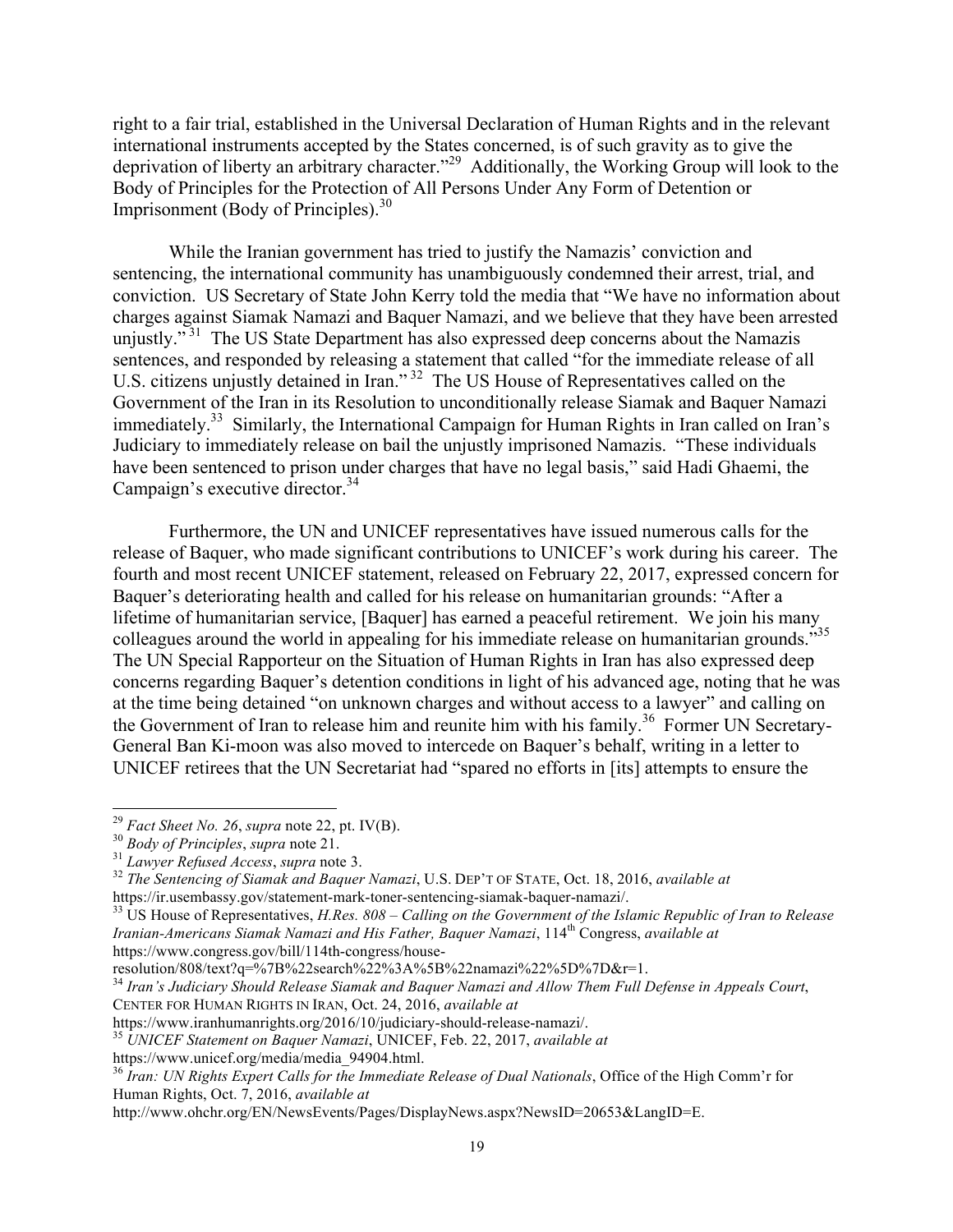right to a fair trial, established in the Universal Declaration of Human Rights and in the relevant international instruments accepted by the States concerned, is of such gravity as to give the deprivation of liberty an arbitrary character."[29] Additionally, the Working Group will look to the Body of Principles for the Protection of All Persons Under Any Form of Detention or Imprisonment (Body of Principles).[30]

While the Iranian government has tried to justify the Namazis' conviction and sentencing, the international community has unambiguously condemned their arrest, trial, and conviction. US Secretary of State John Kerry told the media that "We have no information about charges against Siamak Namazi and Baquer Namazi, and we believe that they have been arrested unjustly."[31] The US State Department has also expressed deep concerns about the Namazis sentences, and responded by releasing a statement that called "for the immediate release of all U.S. citizens unjustly detained in Iran."[32] The US House of Representatives called on the Government of the Iran in its Resolution to unconditionally release Siamak and Baquer Namazi immediately.[33] Similarly, the International Campaign for Human Rights in Iran called on Iran's Judiciary to immediately release on bail the unjustly imprisoned Namazis. "These individuals have been sentenced to prison under charges that have no legal basis," said Hadi Ghaemi, the Campaign's executive director.[34]

Furthermore, the UN and UNICEF representatives have issued numerous calls for the release of Baquer, who made significant contributions to UNICEF's work during his career. The fourth and most recent UNICEF statement, released on February 22, 2017, expressed concern for Baquer's deteriorating health and called for his release on humanitarian grounds: "After a lifetime of humanitarian service, [Baquer] has earned a peaceful retirement. We join his many colleagues around the world in appealing for his immediate release on humanitarian grounds."[35] The UN Special Rapporteur on the Situation of Human Rights in Iran has also expressed deep concerns regarding Baquer's detention conditions in light of his advanced age, noting that he was at the time being detained "on unknown charges and without access to a lawyer" and calling on the Government of Iran to release him and reunite him with his family.[36] Former UN Secretary-General Ban Ki-moon was also moved to intercede on Baquer's behalf, writing in a letter to UNICEF retirees that the UN Secretariat had "spared no efforts in [its] attempts to ensure the

---

[29] *Fact Sheet No. 26*, *supra* note 22, pt. IV(B).

[30] *Body of Principles*, *supra* note 21.

[31] *Lawyer Refused Access*, *supra* note 3.

[32] *The Sentencing of Siamak and Baquer Namazi*, U.S. DEP'T OF STATE, Oct. 18, 2016, *available at* https://ir.usembassy.gov/statement-mark-toner-sentencing-siamak-baquer-namazi/.

[33] US House of Representatives, *H.Res. 808 – Calling on the Government of the Islamic Republic of Iran to Release Iranian-Americans Siamak Namazi and His Father, Baquer Namazi*, 114th Congress, *available at* https://www.congress.gov/bill/114th-congress/house-resolution/808/text?q=%7B%22search%22%3A%5B%22namazi%22%5D%7D&r=1.

[34] *Iran's Judiciary Should Release Siamak and Baquer Namazi and Allow Them Full Defense in Appeals Court*, CENTER FOR HUMAN RIGHTS IN IRAN, Oct. 24, 2016, *available at* https://www.iranhumanrights.org/2016/10/judiciary-should-release-namazi/.

[35] *UNICEF Statement on Baquer Namazi*, UNICEF, Feb. 22, 2017, *available at* https://www.unicef.org/media/media_94904.html.

[36] *Iran: UN Rights Expert Calls for the Immediate Release of Dual Nationals*, Office of the High Comm'r for Human Rights, Oct. 7, 2016, *available at* http://www.ohchr.org/EN/NewsEvents/Pages/DisplayNews.aspx?NewsID=20653&LangID=E.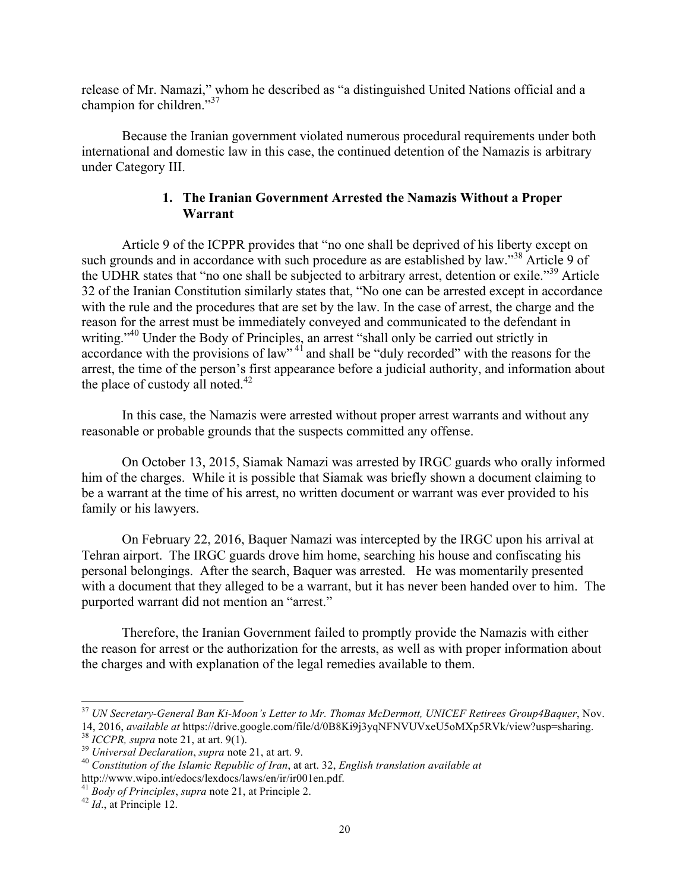release of Mr. Namazi," whom he described as "a distinguished United Nations official and a champion for children."[37]

Because the Iranian government violated numerous procedural requirements under both international and domestic law in this case, the continued detention of the Namazis is arbitrary under Category III.

### 1. The Iranian Government Arrested the Namazis Without a Proper Warrant

Article 9 of the ICPPR provides that "no one shall be deprived of his liberty except on such grounds and in accordance with such procedure as are established by law."[38] Article 9 of the UDHR states that "no one shall be subjected to arbitrary arrest, detention or exile."[39] Article 32 of the Iranian Constitution similarly states that, "No one can be arrested except in accordance with the rule and the procedures that are set by the law. In the case of arrest, the charge and the reason for the arrest must be immediately conveyed and communicated to the defendant in writing."[40] Under the Body of Principles, an arrest "shall only be carried out strictly in accordance with the provisions of law"[41] and shall be "duly recorded" with the reasons for the arrest, the time of the person's first appearance before a judicial authority, and information about the place of custody all noted.[42]

In this case, the Namazis were arrested without proper arrest warrants and without any reasonable or probable grounds that the suspects committed any offense.

On October 13, 2015, Siamak Namazi was arrested by IRGC guards who orally informed him of the charges. While it is possible that Siamak was briefly shown a document claiming to be a warrant at the time of his arrest, no written document or warrant was ever provided to his family or his lawyers.

On February 22, 2016, Baquer Namazi was intercepted by the IRGC upon his arrival at Tehran airport. The IRGC guards drove him home, searching his house and confiscating his personal belongings. After the search, Baquer was arrested. He was momentarily presented with a document that they alleged to be a warrant, but it has never been handed over to him. The purported warrant did not mention an "arrest."

Therefore, the Iranian Government failed to promptly provide the Namazis with either the reason for arrest or the authorization for the arrests, as well as with proper information about the charges and with explanation of the legal remedies available to them.

---

[37] *UN Secretary-General Ban Ki-Moon's Letter to Mr. Thomas McDermott, UNICEF Retirees Group4Baquer*, Nov. 14, 2016, *available at* https://drive.google.com/file/d/0B8Ki9j3yqNFNVUVxeU5oMXp5RVk/view?usp=sharing.

[38] *ICCPR, supra* note 21, at art. 9(1).

[39] *Universal Declaration*, *supra* note 21, at art. 9.

[40] *Constitution of the Islamic Republic of Iran*, at art. 32, *English translation available at* http://www.wipo.int/edocs/lexdocs/laws/en/ir/ir001en.pdf.

[41] *Body of Principles*, *supra* note 21, at Principle 2.

[42] *Id*., at Principle 12.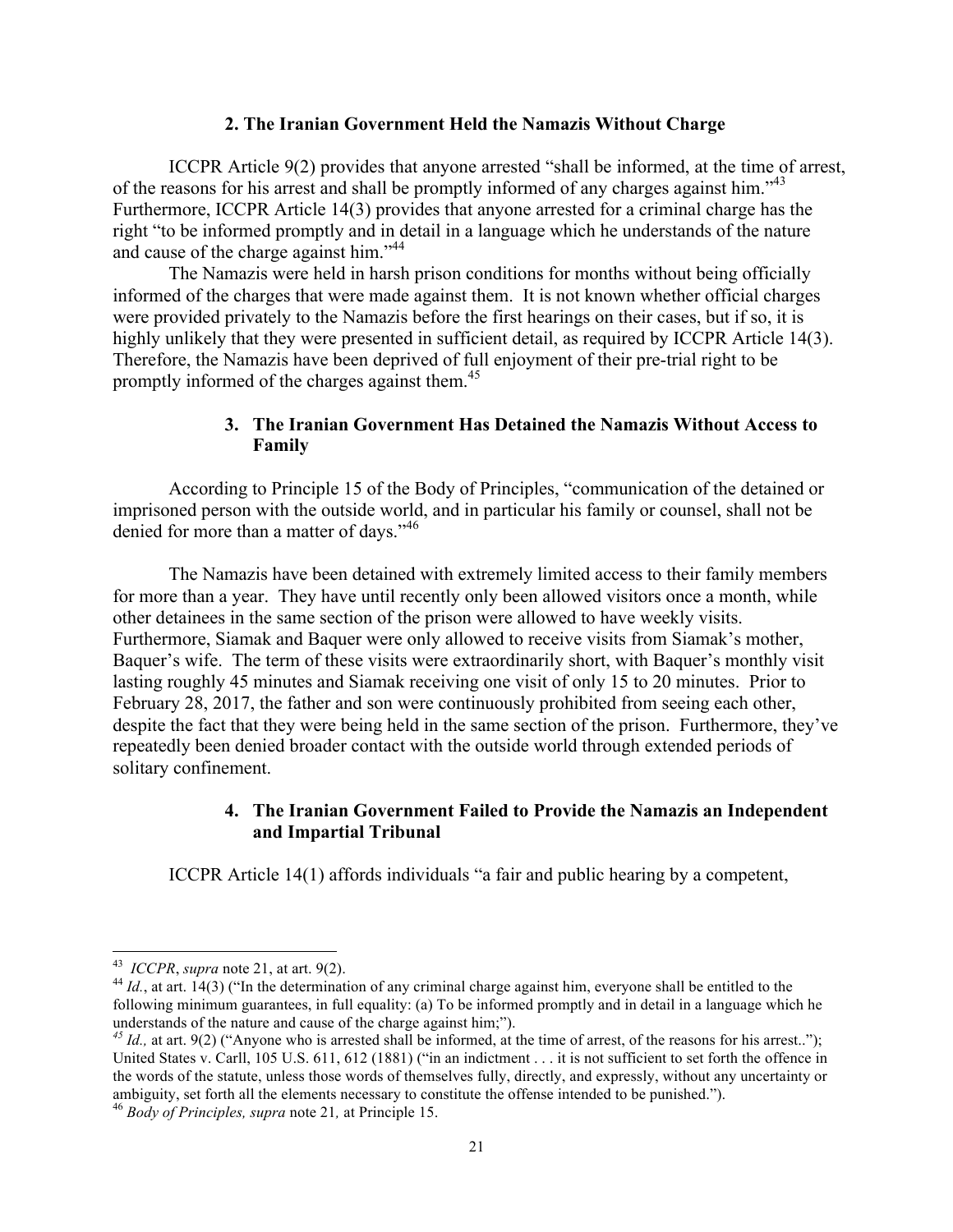### 2. The Iranian Government Held the Namazis Without Charge

ICCPR Article 9(2) provides that anyone arrested "shall be informed, at the time of arrest, of the reasons for his arrest and shall be promptly informed of any charges against him."[43] Furthermore, ICCPR Article 14(3) provides that anyone arrested for a criminal charge has the right "to be informed promptly and in detail in a language which he understands of the nature and cause of the charge against him."[44]

The Namazis were held in harsh prison conditions for months without being officially informed of the charges that were made against them. It is not known whether official charges were provided privately to the Namazis before the first hearings on their cases, but if so, it is highly unlikely that they were presented in sufficient detail, as required by ICCPR Article 14(3). Therefore, the Namazis have been deprived of full enjoyment of their pre-trial right to be promptly informed of the charges against them.[45]

### 3. The Iranian Government Has Detained the Namazis Without Access to Family

According to Principle 15 of the Body of Principles, "communication of the detained or imprisoned person with the outside world, and in particular his family or counsel, shall not be denied for more than a matter of days."[46]

The Namazis have been detained with extremely limited access to their family members for more than a year. They have until recently only been allowed visitors once a month, while other detainees in the same section of the prison were allowed to have weekly visits. Furthermore, Siamak and Baquer were only allowed to receive visits from Siamak's mother, Baquer's wife. The term of these visits were extraordinarily short, with Baquer's monthly visit lasting roughly 45 minutes and Siamak receiving one visit of only 15 to 20 minutes. Prior to February 28, 2017, the father and son were continuously prohibited from seeing each other, despite the fact that they were being held in the same section of the prison. Furthermore, they've repeatedly been denied broader contact with the outside world through extended periods of solitary confinement.

### 4. The Iranian Government Failed to Provide the Namazis an Independent and Impartial Tribunal

ICCPR Article 14(1) affords individuals "a fair and public hearing by a competent,

---

[43] *ICCPR*, *supra* note 21, at art. 9(2).

[44] *Id.*, at art. 14(3) ("In the determination of any criminal charge against him, everyone shall be entitled to the following minimum guarantees, in full equality: (a) To be informed promptly and in detail in a language which he understands of the nature and cause of the charge against him;").

[45] *Id.,* at art. 9(2) ("Anyone who is arrested shall be informed, at the time of arrest, of the reasons for his arrest.."); United States v. Carll, 105 U.S. 611, 612 (1881) ("in an indictment . . . it is not sufficient to set forth the offence in the words of the statute, unless those words of themselves fully, directly, and expressly, without any uncertainty or ambiguity, set forth all the elements necessary to constitute the offense intended to be punished.").

[46] *Body of Principles, supra* note 21*,* at Principle 15.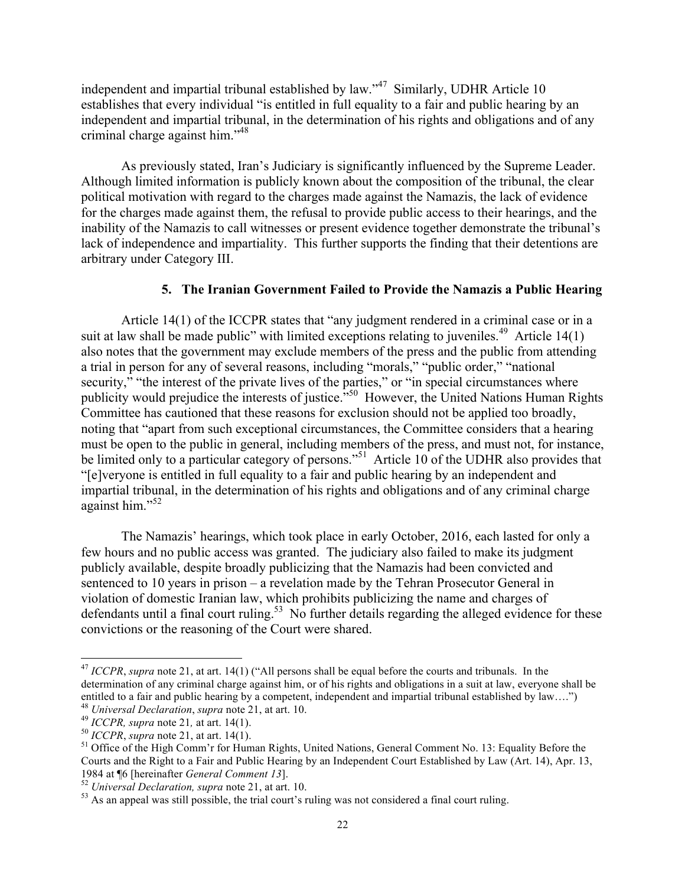independent and impartial tribunal established by law."[47] Similarly, UDHR Article 10 establishes that every individual "is entitled in full equality to a fair and public hearing by an independent and impartial tribunal, in the determination of his rights and obligations and of any criminal charge against him."[48]

As previously stated, Iran's Judiciary is significantly influenced by the Supreme Leader. Although limited information is publicly known about the composition of the tribunal, the clear political motivation with regard to the charges made against the Namazis, the lack of evidence for the charges made against them, the refusal to provide public access to their hearings, and the inability of the Namazis to call witnesses or present evidence together demonstrate the tribunal's lack of independence and impartiality. This further supports the finding that their detentions are arbitrary under Category III.

#### 5. The Iranian Government Failed to Provide the Namazis a Public Hearing

Article 14(1) of the ICCPR states that "any judgment rendered in a criminal case or in a suit at law shall be made public" with limited exceptions relating to juveniles.[49] Article 14(1) also notes that the government may exclude members of the press and the public from attending a trial in person for any of several reasons, including "morals," "public order," "national security," "the interest of the private lives of the parties," or "in special circumstances where publicity would prejudice the interests of justice."[50] However, the United Nations Human Rights Committee has cautioned that these reasons for exclusion should not be applied too broadly, noting that "apart from such exceptional circumstances, the Committee considers that a hearing must be open to the public in general, including members of the press, and must not, for instance, be limited only to a particular category of persons."[51] Article 10 of the UDHR also provides that "[e]veryone is entitled in full equality to a fair and public hearing by an independent and impartial tribunal, in the determination of his rights and obligations and of any criminal charge against him."[52]

The Namazis' hearings, which took place in early October, 2016, each lasted for only a few hours and no public access was granted. The judiciary also failed to make its judgment publicly available, despite broadly publicizing that the Namazis had been convicted and sentenced to 10 years in prison – a revelation made by the Tehran Prosecutor General in violation of domestic Iranian law, which prohibits publicizing the name and charges of defendants until a final court ruling.[53] No further details regarding the alleged evidence for these convictions or the reasoning of the Court were shared.

---

[47] *ICCPR*, *supra* note 21, at art. 14(1) ("All persons shall be equal before the courts and tribunals. In the determination of any criminal charge against him, or of his rights and obligations in a suit at law, everyone shall be entitled to a fair and public hearing by a competent, independent and impartial tribunal established by law….")

[48] *Universal Declaration*, *supra* note 21, at art. 10.

[49] *ICCPR, supra* note 21*,* at art. 14(1).

[50] *ICCPR*, *supra* note 21, at art. 14(1).

[51] Office of the High Comm'r for Human Rights, United Nations, General Comment No. 13: Equality Before the Courts and the Right to a Fair and Public Hearing by an Independent Court Established by Law (Art. 14), Apr. 13, 1984 at ¶6 [hereinafter *General Comment 13*].

[52] *Universal Declaration, supra* note 21, at art. 10.

[53] As an appeal was still possible, the trial court's ruling was not considered a final court ruling.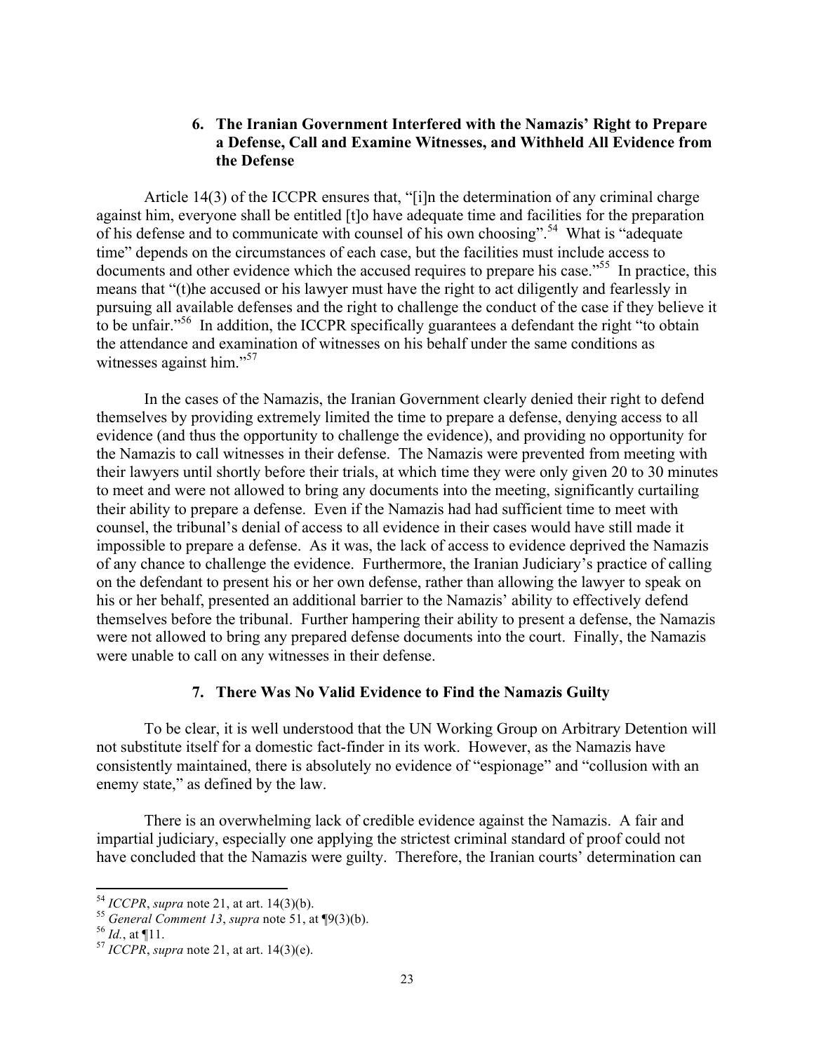### 6. The Iranian Government Interfered with the Namazis' Right to Prepare a Defense, Call and Examine Witnesses, and Withheld All Evidence from the Defense

Article 14(3) of the ICCPR ensures that, "[i]n the determination of any criminal charge against him, everyone shall be entitled [t]o have adequate time and facilities for the preparation of his defense and to communicate with counsel of his own choosing".[54] What is "adequate time" depends on the circumstances of each case, but the facilities must include access to documents and other evidence which the accused requires to prepare his case."[55] In practice, this means that "(t)he accused or his lawyer must have the right to act diligently and fearlessly in pursuing all available defenses and the right to challenge the conduct of the case if they believe it to be unfair."[56] In addition, the ICCPR specifically guarantees a defendant the right "to obtain the attendance and examination of witnesses on his behalf under the same conditions as witnesses against him."[57]

In the cases of the Namazis, the Iranian Government clearly denied their right to defend themselves by providing extremely limited the time to prepare a defense, denying access to all evidence (and thus the opportunity to challenge the evidence), and providing no opportunity for the Namazis to call witnesses in their defense. The Namazis were prevented from meeting with their lawyers until shortly before their trials, at which time they were only given 20 to 30 minutes to meet and were not allowed to bring any documents into the meeting, significantly curtailing their ability to prepare a defense. Even if the Namazis had had sufficient time to meet with counsel, the tribunal's denial of access to all evidence in their cases would have still made it impossible to prepare a defense. As it was, the lack of access to evidence deprived the Namazis of any chance to challenge the evidence. Furthermore, the Iranian Judiciary's practice of calling on the defendant to present his or her own defense, rather than allowing the lawyer to speak on his or her behalf, presented an additional barrier to the Namazis' ability to effectively defend themselves before the tribunal. Further hampering their ability to present a defense, the Namazis were not allowed to bring any prepared defense documents into the court. Finally, the Namazis were unable to call on any witnesses in their defense.

### 7. There Was No Valid Evidence to Find the Namazis Guilty

To be clear, it is well understood that the UN Working Group on Arbitrary Detention will not substitute itself for a domestic fact-finder in its work. However, as the Namazis have consistently maintained, there is absolutely no evidence of "espionage" and "collusion with an enemy state," as defined by the law.

There is an overwhelming lack of credible evidence against the Namazis. A fair and impartial judiciary, especially one applying the strictest criminal standard of proof could not have concluded that the Namazis were guilty. Therefore, the Iranian courts' determination can

---

[54] *ICCPR*, *supra* note 21, at art. 14(3)(b).

[55] *General Comment 13*, *supra* note 51, at ¶9(3)(b).

[56] *Id.*, at ¶11.

[57] *ICCPR*, *supra* note 21, at art. 14(3)(e).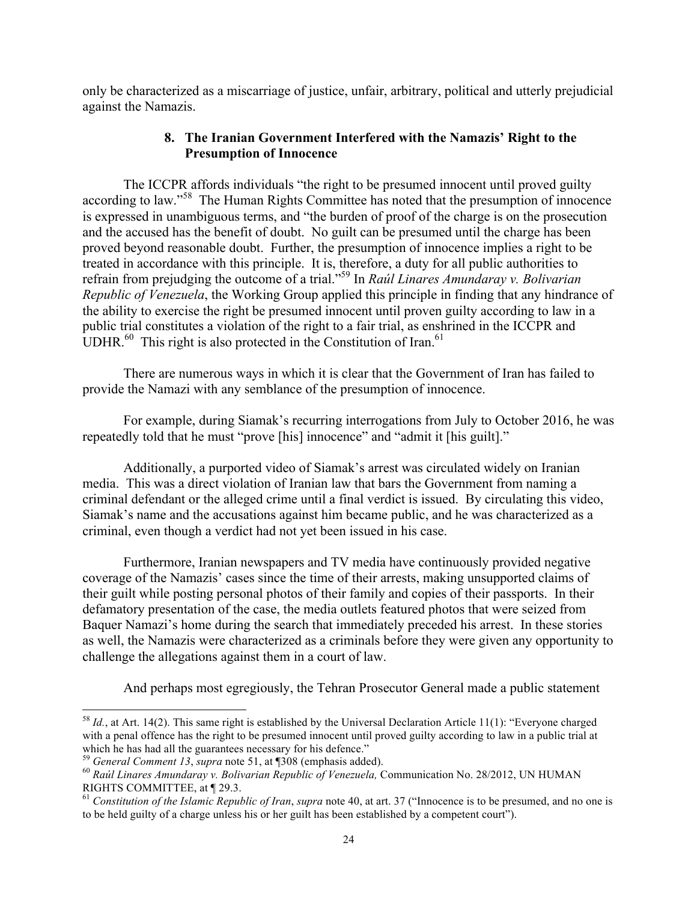only be characterized as a miscarriage of justice, unfair, arbitrary, political and utterly prejudicial against the Namazis.

### 8. The Iranian Government Interfered with the Namazis' Right to the Presumption of Innocence

The ICCPR affords individuals "the right to be presumed innocent until proved guilty according to law."[58] The Human Rights Committee has noted that the presumption of innocence is expressed in unambiguous terms, and "the burden of proof of the charge is on the prosecution and the accused has the benefit of doubt. No guilt can be presumed until the charge has been proved beyond reasonable doubt. Further, the presumption of innocence implies a right to be treated in accordance with this principle. It is, therefore, a duty for all public authorities to refrain from prejudging the outcome of a trial."[59] In *Raúl Linares Amundaray v. Bolivarian Republic of Venezuela*, the Working Group applied this principle in finding that any hindrance of the ability to exercise the right be presumed innocent until proven guilty according to law in a public trial constitutes a violation of the right to a fair trial, as enshrined in the ICCPR and UDHR.[60] This right is also protected in the Constitution of Iran.[61]

There are numerous ways in which it is clear that the Government of Iran has failed to provide the Namazi with any semblance of the presumption of innocence.

For example, during Siamak's recurring interrogations from July to October 2016, he was repeatedly told that he must "prove [his] innocence" and "admit it [his guilt]."

Additionally, a purported video of Siamak's arrest was circulated widely on Iranian media. This was a direct violation of Iranian law that bars the Government from naming a criminal defendant or the alleged crime until a final verdict is issued. By circulating this video, Siamak's name and the accusations against him became public, and he was characterized as a criminal, even though a verdict had not yet been issued in his case.

Furthermore, Iranian newspapers and TV media have continuously provided negative coverage of the Namazis' cases since the time of their arrests, making unsupported claims of their guilt while posting personal photos of their family and copies of their passports. In their defamatory presentation of the case, the media outlets featured photos that were seized from Baquer Namazi's home during the search that immediately preceded his arrest. In these stories as well, the Namazis were characterized as a criminals before they were given any opportunity to challenge the allegations against them in a court of law.

And perhaps most egregiously, the Tehran Prosecutor General made a public statement

---

[58] *Id.*, at Art. 14(2). This same right is established by the Universal Declaration Article 11(1): "Everyone charged with a penal offence has the right to be presumed innocent until proved guilty according to law in a public trial at which he has had all the guarantees necessary for his defence."

[59] *General Comment 13*, *supra* note 51, at ¶308 (emphasis added).

[60] *Raúl Linares Amundaray v. Bolivarian Republic of Venezuela,* Communication No. 28/2012, UN HUMAN RIGHTS COMMITTEE, at ¶ 29.3.

[61] *Constitution of the Islamic Republic of Iran*, *supra* note 40, at art. 37 ("Innocence is to be presumed, and no one is to be held guilty of a charge unless his or her guilt has been established by a competent court").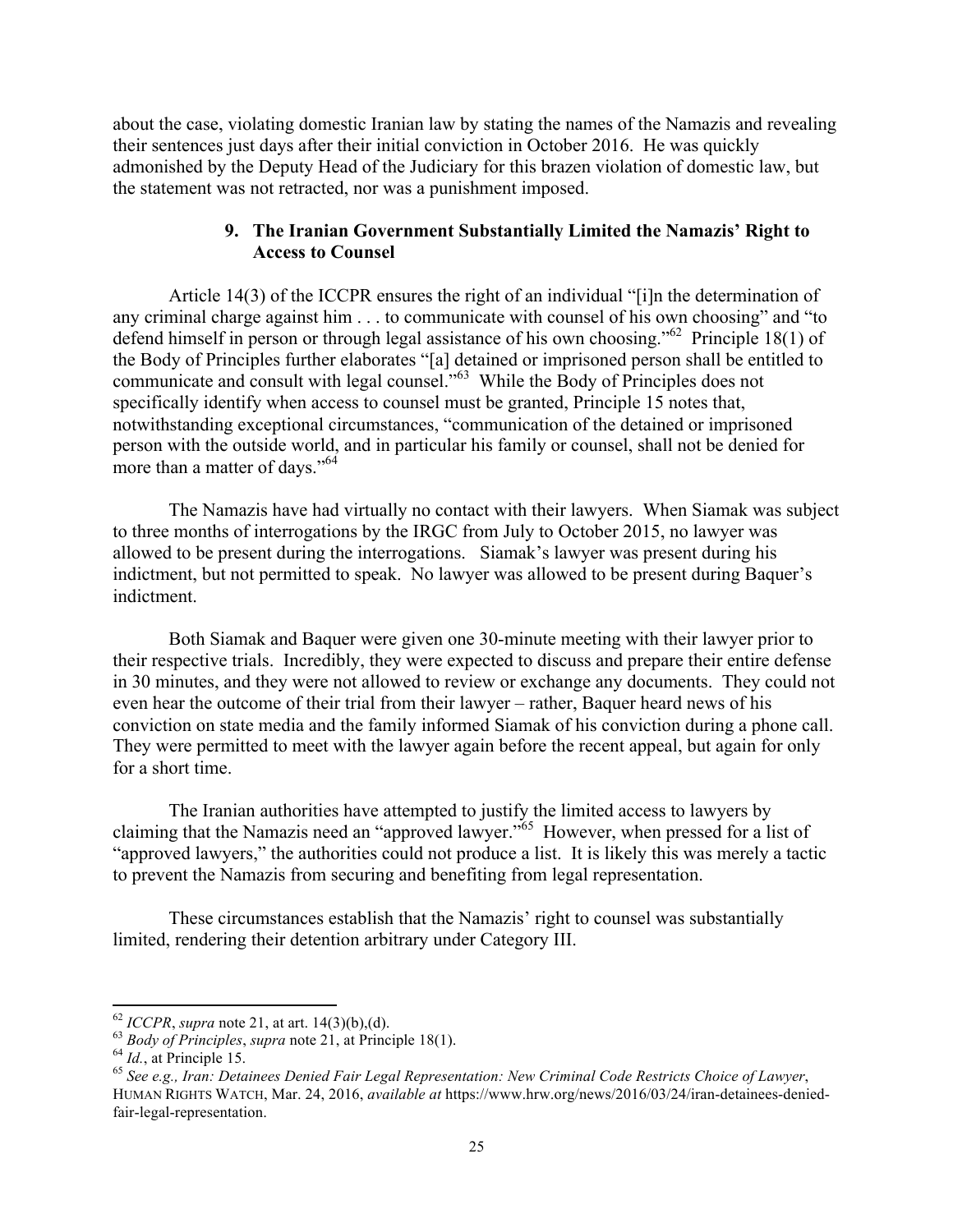about the case, violating domestic Iranian law by stating the names of the Namazis and revealing their sentences just days after their initial conviction in October 2016. He was quickly admonished by the Deputy Head of the Judiciary for this brazen violation of domestic law, but the statement was not retracted, nor was a punishment imposed.

### 9. The Iranian Government Substantially Limited the Namazis' Right to Access to Counsel

Article 14(3) of the ICCPR ensures the right of an individual "[i]n the determination of any criminal charge against him . . . to communicate with counsel of his own choosing" and "to defend himself in person or through legal assistance of his own choosing."[62] Principle 18(1) of the Body of Principles further elaborates "[a] detained or imprisoned person shall be entitled to communicate and consult with legal counsel."[63] While the Body of Principles does not specifically identify when access to counsel must be granted, Principle 15 notes that, notwithstanding exceptional circumstances, "communication of the detained or imprisoned person with the outside world, and in particular his family or counsel, shall not be denied for more than a matter of days."[64]

The Namazis have had virtually no contact with their lawyers. When Siamak was subject to three months of interrogations by the IRGC from July to October 2015, no lawyer was allowed to be present during the interrogations. Siamak's lawyer was present during his indictment, but not permitted to speak. No lawyer was allowed to be present during Baquer's indictment.

Both Siamak and Baquer were given one 30-minute meeting with their lawyer prior to their respective trials. Incredibly, they were expected to discuss and prepare their entire defense in 30 minutes, and they were not allowed to review or exchange any documents. They could not even hear the outcome of their trial from their lawyer – rather, Baquer heard news of his conviction on state media and the family informed Siamak of his conviction during a phone call. They were permitted to meet with the lawyer again before the recent appeal, but again for only for a short time.

The Iranian authorities have attempted to justify the limited access to lawyers by claiming that the Namazis need an "approved lawyer."[65] However, when pressed for a list of "approved lawyers," the authorities could not produce a list. It is likely this was merely a tactic to prevent the Namazis from securing and benefiting from legal representation.

These circumstances establish that the Namazis' right to counsel was substantially limited, rendering their detention arbitrary under Category III.

---

[62] *ICCPR*, *supra* note 21, at art. 14(3)(b),(d).

[63] *Body of Principles*, *supra* note 21, at Principle 18(1).

[64] *Id.*, at Principle 15.

[65] *See e.g., Iran: Detainees Denied Fair Legal Representation: New Criminal Code Restricts Choice of Lawyer*, HUMAN RIGHTS WATCH, Mar. 24, 2016, *available at* https://www.hrw.org/news/2016/03/24/iran-detainees-denied-fair-legal-representation.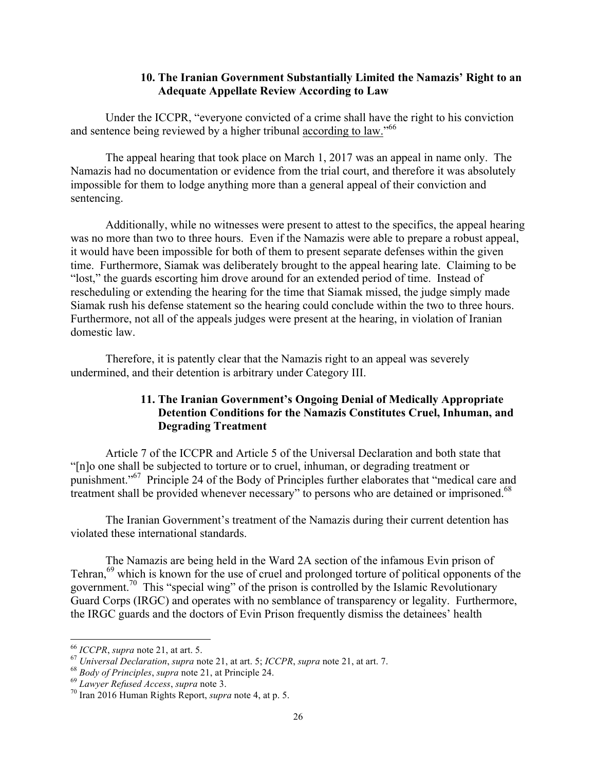### 10. The Iranian Government Substantially Limited the Namazis' Right to an Adequate Appellate Review According to Law

Under the ICCPR, "everyone convicted of a crime shall have the right to his conviction and sentence being reviewed by a higher tribunal <u>according to law.</u>"[66]

The appeal hearing that took place on March 1, 2017 was an appeal in name only. The Namazis had no documentation or evidence from the trial court, and therefore it was absolutely impossible for them to lodge anything more than a general appeal of their conviction and sentencing.

Additionally, while no witnesses were present to attest to the specifics, the appeal hearing was no more than two to three hours. Even if the Namazis were able to prepare a robust appeal, it would have been impossible for both of them to present separate defenses within the given time. Furthermore, Siamak was deliberately brought to the appeal hearing late. Claiming to be "lost," the guards escorting him drove around for an extended period of time. Instead of rescheduling or extending the hearing for the time that Siamak missed, the judge simply made Siamak rush his defense statement so the hearing could conclude within the two to three hours. Furthermore, not all of the appeals judges were present at the hearing, in violation of Iranian domestic law.

Therefore, it is patently clear that the Namazis right to an appeal was severely undermined, and their detention is arbitrary under Category III.

### 11. The Iranian Government's Ongoing Denial of Medically Appropriate Detention Conditions for the Namazis Constitutes Cruel, Inhuman, and Degrading Treatment

Article 7 of the ICCPR and Article 5 of the Universal Declaration and both state that "[n]o one shall be subjected to torture or to cruel, inhuman, or degrading treatment or punishment."[67] Principle 24 of the Body of Principles further elaborates that "medical care and treatment shall be provided whenever necessary" to persons who are detained or imprisoned.[68]

The Iranian Government's treatment of the Namazis during their current detention has violated these international standards.

The Namazis are being held in the Ward 2A section of the infamous Evin prison of Tehran,[69] which is known for the use of cruel and prolonged torture of political opponents of the government.[70] This "special wing" of the prison is controlled by the Islamic Revolutionary Guard Corps (IRGC) and operates with no semblance of transparency or legality. Furthermore, the IRGC guards and the doctors of Evin Prison frequently dismiss the detainees' health

---

[66] *ICCPR*, *supra* note 21, at art. 5.

[67] *Universal Declaration*, *supra* note 21, at art. 5; *ICCPR*, *supra* note 21, at art. 7.

[68] *Body of Principles*, *supra* note 21, at Principle 24.

[69] *Lawyer Refused Access*, *supra* note 3.

[70] Iran 2016 Human Rights Report, *supra* note 4, at p. 5.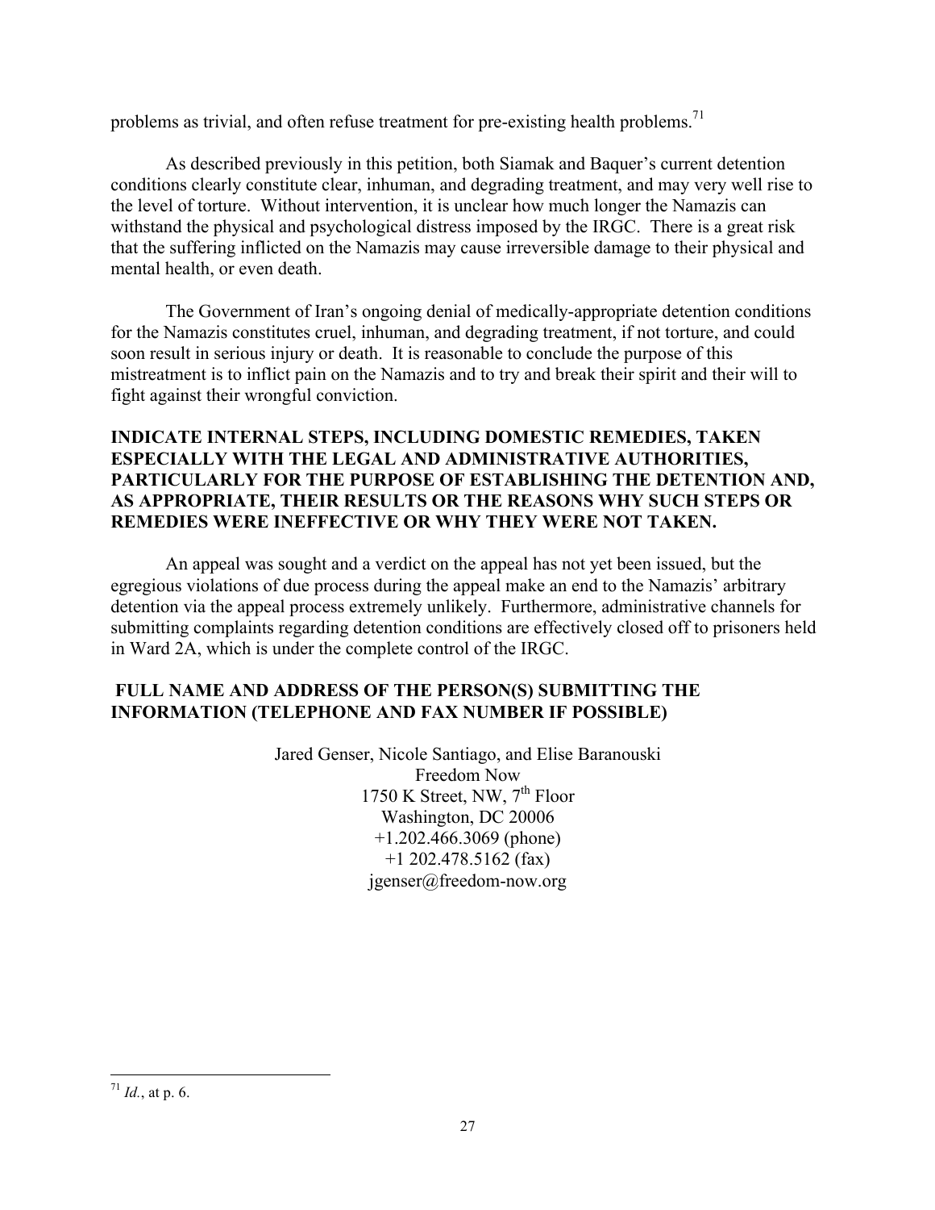problems as trivial, and often refuse treatment for pre-existing health problems.[71]

As described previously in this petition, both Siamak and Baquer's current detention conditions clearly constitute clear, inhuman, and degrading treatment, and may very well rise to the level of torture. Without intervention, it is unclear how much longer the Namazis can withstand the physical and psychological distress imposed by the IRGC. There is a great risk that the suffering inflicted on the Namazis may cause irreversible damage to their physical and mental health, or even death.

The Government of Iran's ongoing denial of medically-appropriate detention conditions for the Namazis constitutes cruel, inhuman, and degrading treatment, if not torture, and could soon result in serious injury or death. It is reasonable to conclude the purpose of this mistreatment is to inflict pain on the Namazis and to try and break their spirit and their will to fight against their wrongful conviction.

**INDICATE INTERNAL STEPS, INCLUDING DOMESTIC REMEDIES, TAKEN ESPECIALLY WITH THE LEGAL AND ADMINISTRATIVE AUTHORITIES, PARTICULARLY FOR THE PURPOSE OF ESTABLISHING THE DETENTION AND, AS APPROPRIATE, THEIR RESULTS OR THE REASONS WHY SUCH STEPS OR REMEDIES WERE INEFFECTIVE OR WHY THEY WERE NOT TAKEN.**

An appeal was sought and a verdict on the appeal has not yet been issued, but the egregious violations of due process during the appeal make an end to the Namazis' arbitrary detention via the appeal process extremely unlikely. Furthermore, administrative channels for submitting complaints regarding detention conditions are effectively closed off to prisoners held in Ward 2A, which is under the complete control of the IRGC.

**FULL NAME AND ADDRESS OF THE PERSON(S) SUBMITTING THE INFORMATION (TELEPHONE AND FAX NUMBER IF POSSIBLE)**

Jared Genser, Nicole Santiago, and Elise Baranouski
Freedom Now
1750 K Street, NW, 7th Floor
Washington, DC 20006
+1.202.466.3069 (phone)
+1 202.478.5162 (fax)
jgenser@freedom-now.org

---

[71] *Id.*, at p. 6.